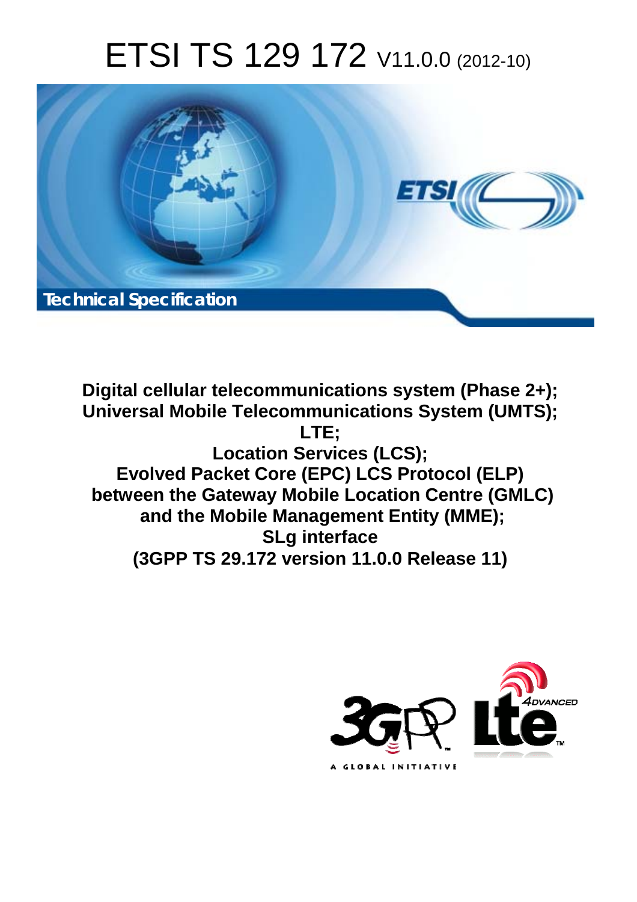# ETSI TS 129 172 V11.0.0 (2012-10)

*Technical Specification*

**Digital cellular telecommunications system (Phase 2+);**
**Universal Mobile Telecommunications System (UMTS);**
**LTE;**
**Location Services (LCS);**
**Evolved Packet Core (EPC) LCS Protocol (ELP) between the Gateway Mobile Location Centre (GMLC) and the Mobile Management Entity (MME);**
**SLg interface**
**(3GPP TS 29.172 version 11.0.0 Release 11)**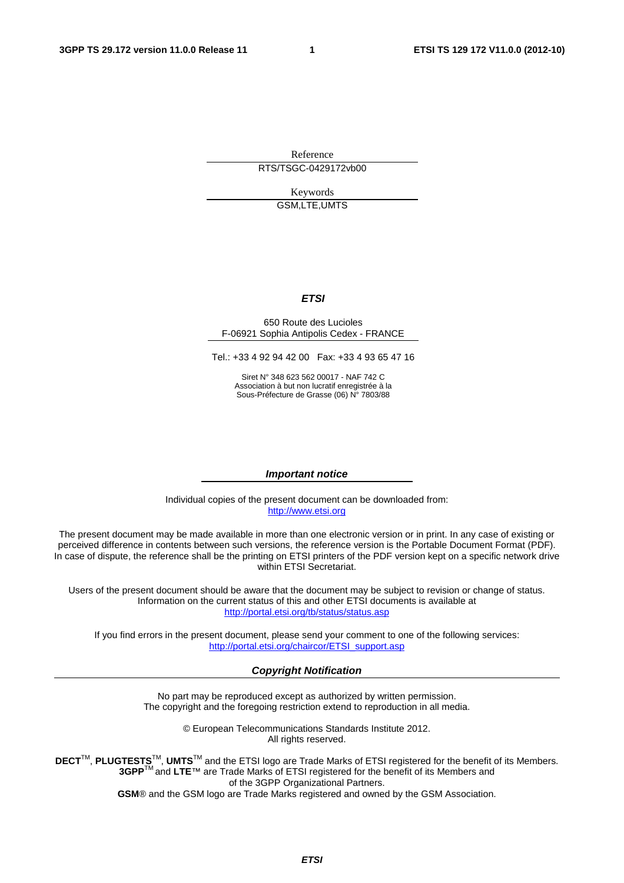Reference

RTS/TSGC-0429172vb00

Keywords

GSM,LTE,UMTS

***ETSI***

650 Route des Lucioles
F-06921 Sophia Antipolis Cedex - FRANCE

Tel.: +33 4 92 94 42 00 Fax: +33 4 93 65 47 16

Siret N° 348 623 562 00017 - NAF 742 C
Association à but non lucratif enregistrée à la
Sous-Préfecture de Grasse (06) N° 7803/88

***Important notice***

Individual copies of the present document can be downloaded from:
http://www.etsi.org

The present document may be made available in more than one electronic version or in print. In any case of existing or perceived difference in contents between such versions, the reference version is the Portable Document Format (PDF). In case of dispute, the reference shall be the printing on ETSI printers of the PDF version kept on a specific network drive within ETSI Secretariat.

Users of the present document should be aware that the document may be subject to revision or change of status. Information on the current status of this and other ETSI documents is available at
http://portal.etsi.org/tb/status/status.asp

If you find errors in the present document, please send your comment to one of the following services:
http://portal.etsi.org/chaircor/ETSI_support.asp

***Copyright Notification***

No part may be reproduced except as authorized by written permission.
The copyright and the foregoing restriction extend to reproduction in all media.

© European Telecommunications Standards Institute 2012.
All rights reserved.

**DECT**™, **PLUGTESTS**™, **UMTS**™ and the ETSI logo are Trade Marks of ETSI registered for the benefit of its Members.
**3GPP**™ and **LTE**™ are Trade Marks of ETSI registered for the benefit of its Members and of the 3GPP Organizational Partners.
**GSM**® and the GSM logo are Trade Marks registered and owned by the GSM Association.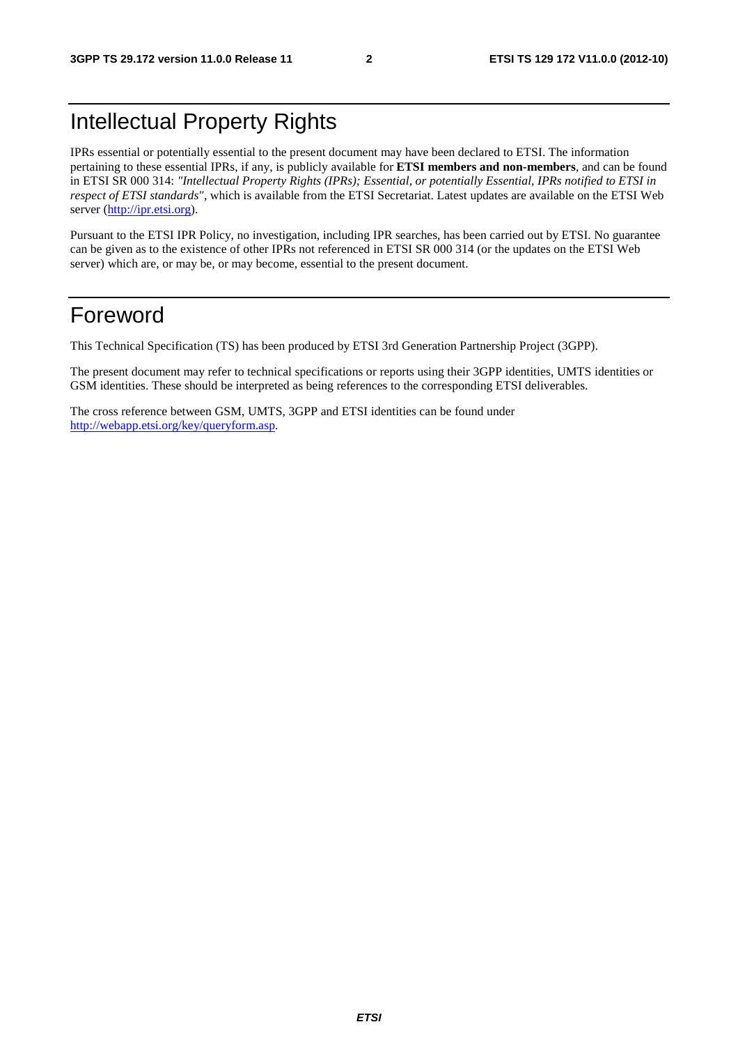# Intellectual Property Rights

IPRs essential or potentially essential to the present document may have been declared to ETSI. The information pertaining to these essential IPRs, if any, is publicly available for **ETSI members and non-members**, and can be found in ETSI SR 000 314: *"Intellectual Property Rights (IPRs); Essential, or potentially Essential, IPRs notified to ETSI in respect of ETSI standards"*, which is available from the ETSI Secretariat. Latest updates are available on the ETSI Web server (http://ipr.etsi.org).

Pursuant to the ETSI IPR Policy, no investigation, including IPR searches, has been carried out by ETSI. No guarantee can be given as to the existence of other IPRs not referenced in ETSI SR 000 314 (or the updates on the ETSI Web server) which are, or may be, or may become, essential to the present document.

# Foreword

This Technical Specification (TS) has been produced by ETSI 3rd Generation Partnership Project (3GPP).

The present document may refer to technical specifications or reports using their 3GPP identities, UMTS identities or GSM identities. These should be interpreted as being references to the corresponding ETSI deliverables.

The cross reference between GSM, UMTS, 3GPP and ETSI identities can be found under http://webapp.etsi.org/key/queryform.asp.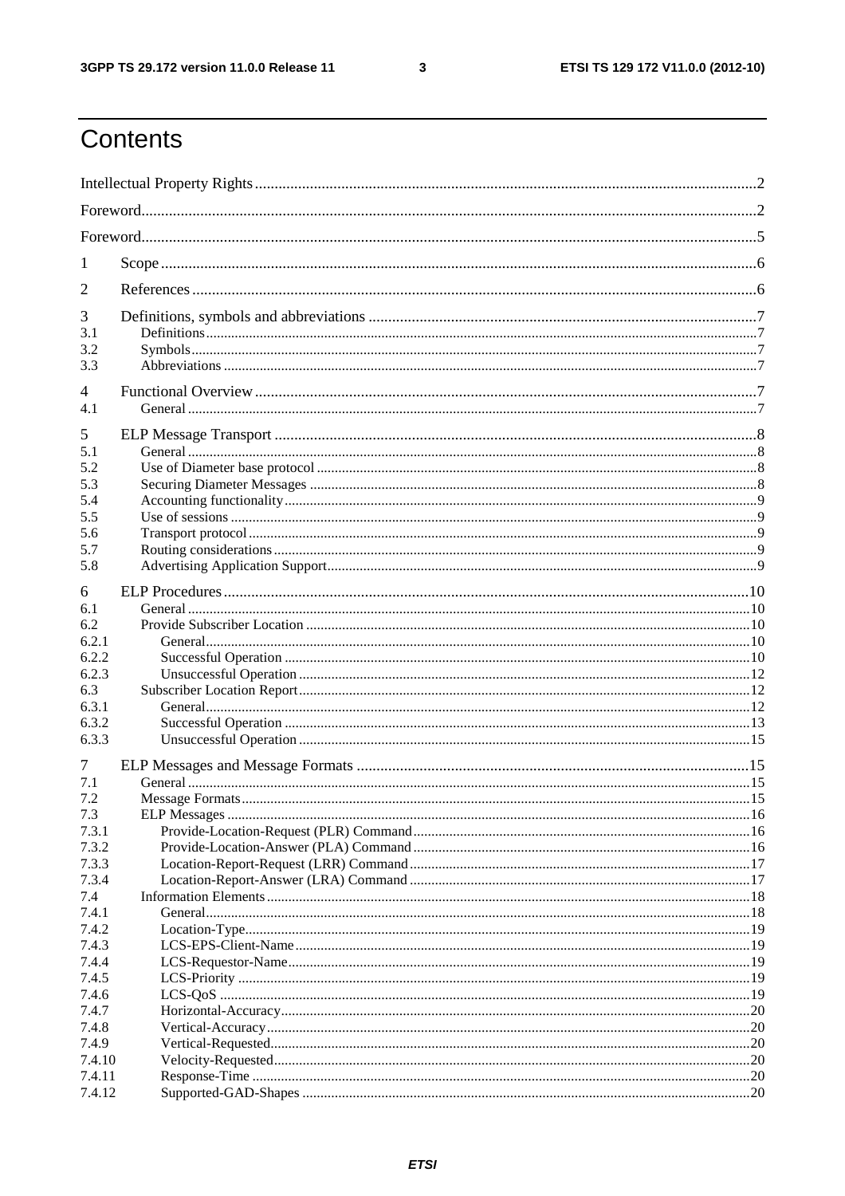# Contents

Intellectual Property Rights ..... 2

Foreword ..... 2

Foreword ..... 5

1 Scope ..... 6

2 References ..... 6

3 Definitions, symbols and abbreviations ..... 7
3.1 Definitions ..... 7
3.2 Symbols ..... 7
3.3 Abbreviations ..... 7

4 Functional Overview ..... 7
4.1 General ..... 7

5 ELP Message Transport ..... 8
5.1 General ..... 8
5.2 Use of Diameter base protocol ..... 8
5.3 Securing Diameter Messages ..... 8
5.4 Accounting functionality ..... 9
5.5 Use of sessions ..... 9
5.6 Transport protocol ..... 9
5.7 Routing considerations ..... 9
5.8 Advertising Application Support ..... 9

6 ELP Procedures ..... 10
6.1 General ..... 10
6.2 Provide Subscriber Location ..... 10
6.2.1 General ..... 10
6.2.2 Successful Operation ..... 10
6.2.3 Unsuccessful Operation ..... 12
6.3 Subscriber Location Report ..... 12
6.3.1 General ..... 12
6.3.2 Successful Operation ..... 13
6.3.3 Unsuccessful Operation ..... 15

7 ELP Messages and Message Formats ..... 15
7.1 General ..... 15
7.2 Message Formats ..... 15
7.3 ELP Messages ..... 16
7.3.1 Provide-Location-Request (PLR) Command ..... 16
7.3.2 Provide-Location-Answer (PLA) Command ..... 16
7.3.3 Location-Report-Request (LRR) Command ..... 17
7.3.4 Location-Report-Answer (LRA) Command ..... 17
7.4 Information Elements ..... 18
7.4.1 General ..... 18
7.4.2 Location-Type ..... 19
7.4.3 LCS-EPS-Client-Name ..... 19
7.4.4 LCS-Requestor-Name ..... 19
7.4.5 LCS-Priority ..... 19
7.4.6 LCS-QoS ..... 19
7.4.7 Horizontal-Accuracy ..... 20
7.4.8 Vertical-Accuracy ..... 20
7.4.9 Vertical-Requested ..... 20
7.4.10 Velocity-Requested ..... 20
7.4.11 Response-Time ..... 20
7.4.12 Supported-GAD-Shapes ..... 20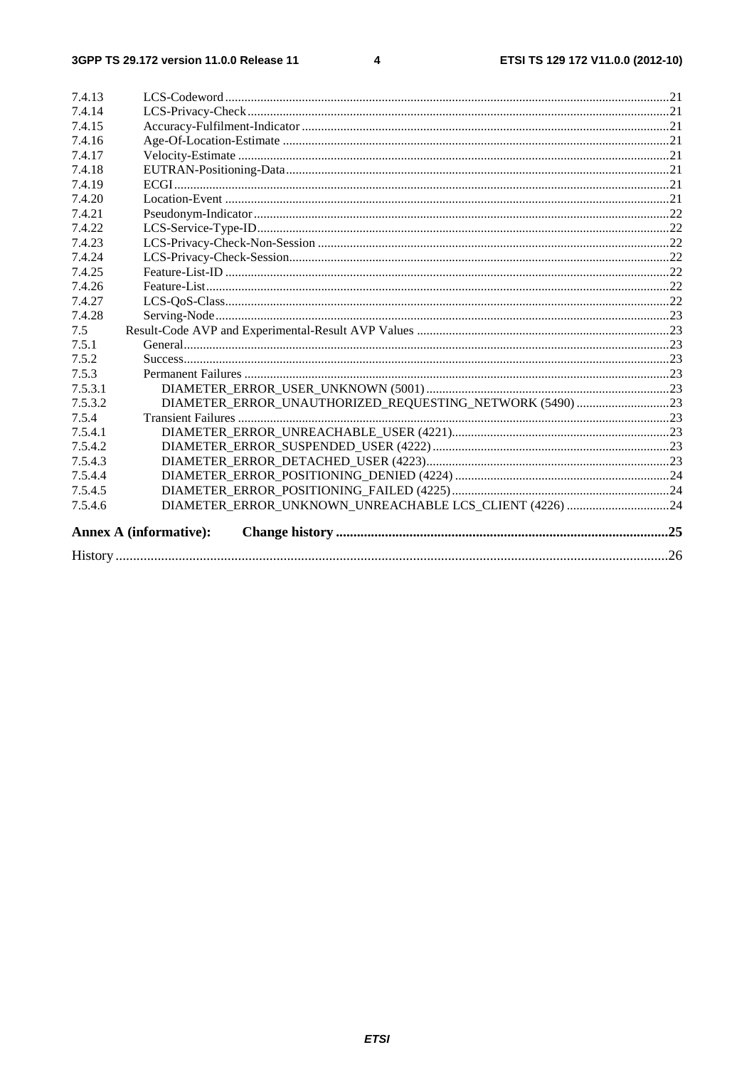7.4.13 LCS-Codeword .......... 21
7.4.14 LCS-Privacy-Check .......... 21
7.4.15 Accuracy-Fulfilment-Indicator .......... 21
7.4.16 Age-Of-Location-Estimate .......... 21
7.4.17 Velocity-Estimate .......... 21
7.4.18 EUTRAN-Positioning-Data .......... 21
7.4.19 ECGI .......... 21
7.4.20 Location-Event .......... 21
7.4.21 Pseudonym-Indicator .......... 22
7.4.22 LCS-Service-Type-ID .......... 22
7.4.23 LCS-Privacy-Check-Non-Session .......... 22
7.4.24 LCS-Privacy-Check-Session .......... 22
7.4.25 Feature-List-ID .......... 22
7.4.26 Feature-List .......... 22
7.4.27 LCS-QoS-Class .......... 22
7.4.28 Serving-Node .......... 23
7.5 Result-Code AVP and Experimental-Result AVP Values .......... 23
7.5.1 General .......... 23
7.5.2 Success .......... 23
7.5.3 Permanent Failures .......... 23
7.5.3.1 DIAMETER_ERROR_USER_UNKNOWN (5001) .......... 23
7.5.3.2 DIAMETER_ERROR_UNAUTHORIZED_REQUESTING_NETWORK (5490) .......... 23
7.5.4 Transient Failures .......... 23
7.5.4.1 DIAMETER_ERROR_UNREACHABLE_USER (4221) .......... 23
7.5.4.2 DIAMETER_ERROR_SUSPENDED_USER (4222) .......... 23
7.5.4.3 DIAMETER_ERROR_DETACHED_USER (4223) .......... 23
7.5.4.4 DIAMETER_ERROR_POSITIONING_DENIED (4224) .......... 24
7.5.4.5 DIAMETER_ERROR_POSITIONING_FAILED (4225) .......... 24
7.5.4.6 DIAMETER_ERROR_UNKNOWN_UNREACHABLE LCS_CLIENT (4226) .......... 24

**Annex A (informative): Change history .......... 25**

History .......... 26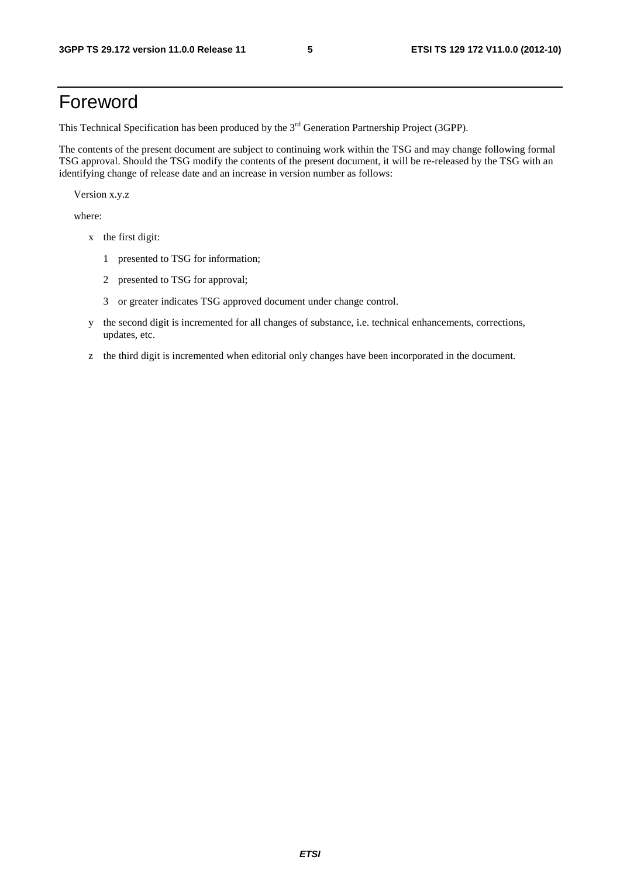# Foreword

This Technical Specification has been produced by the 3rd Generation Partnership Project (3GPP).

The contents of the present document are subject to continuing work within the TSG and may change following formal TSG approval. Should the TSG modify the contents of the present document, it will be re-released by the TSG with an identifying change of release date and an increase in version number as follows:

Version x.y.z

where:

x the first digit:

1 presented to TSG for information;

2 presented to TSG for approval;

3 or greater indicates TSG approved document under change control.

y the second digit is incremented for all changes of substance, i.e. technical enhancements, corrections, updates, etc.

z the third digit is incremented when editorial only changes have been incorporated in the document.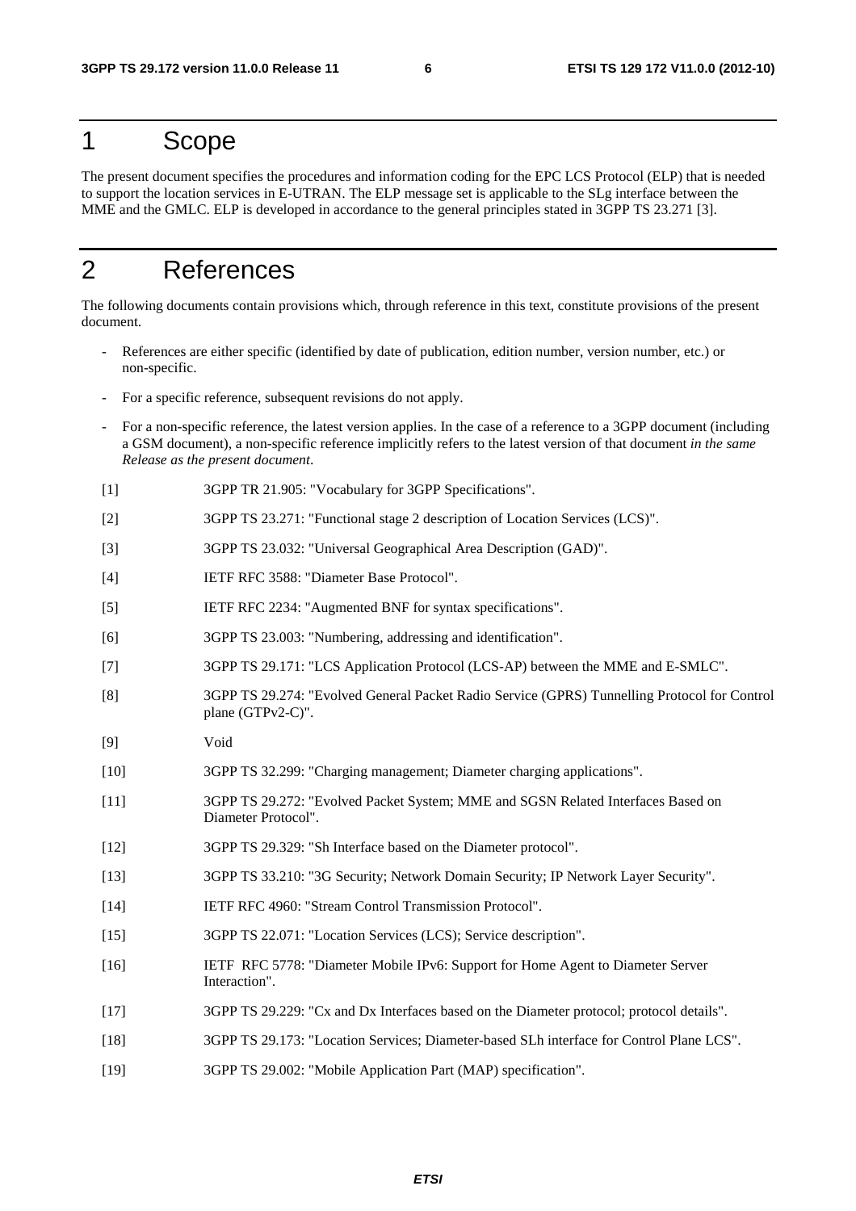# 1 Scope

The present document specifies the procedures and information coding for the EPC LCS Protocol (ELP) that is needed to support the location services in E-UTRAN. The ELP message set is applicable to the SLg interface between the MME and the GMLC. ELP is developed in accordance to the general principles stated in 3GPP TS 23.271 [3].

# 2 References

The following documents contain provisions which, through reference in this text, constitute provisions of the present document.

- References are either specific (identified by date of publication, edition number, version number, etc.) or non-specific.
- For a specific reference, subsequent revisions do not apply.
- For a non-specific reference, the latest version applies. In the case of a reference to a 3GPP document (including a GSM document), a non-specific reference implicitly refers to the latest version of that document *in the same Release as the present document*.

[1] 3GPP TR 21.905: "Vocabulary for 3GPP Specifications".

[2] 3GPP TS 23.271: "Functional stage 2 description of Location Services (LCS)".

[3] 3GPP TS 23.032: "Universal Geographical Area Description (GAD)".

[4] IETF RFC 3588: "Diameter Base Protocol".

[5] IETF RFC 2234: "Augmented BNF for syntax specifications".

[6] 3GPP TS 23.003: "Numbering, addressing and identification".

[7] 3GPP TS 29.171: "LCS Application Protocol (LCS-AP) between the MME and E-SMLC".

[8] 3GPP TS 29.274: "Evolved General Packet Radio Service (GPRS) Tunnelling Protocol for Control plane (GTPv2-C)".

[9] Void

[10] 3GPP TS 32.299: "Charging management; Diameter charging applications".

[11] 3GPP TS 29.272: "Evolved Packet System; MME and SGSN Related Interfaces Based on Diameter Protocol".

[12] 3GPP TS 29.329: "Sh Interface based on the Diameter protocol".

[13] 3GPP TS 33.210: "3G Security; Network Domain Security; IP Network Layer Security".

[14] IETF RFC 4960: "Stream Control Transmission Protocol".

[15] 3GPP TS 22.071: "Location Services (LCS); Service description".

[16] IETF RFC 5778: "Diameter Mobile IPv6: Support for Home Agent to Diameter Server Interaction".

[17] 3GPP TS 29.229: "Cx and Dx Interfaces based on the Diameter protocol; protocol details".

[18] 3GPP TS 29.173: "Location Services; Diameter-based SLh interface for Control Plane LCS".

[19] 3GPP TS 29.002: "Mobile Application Part (MAP) specification".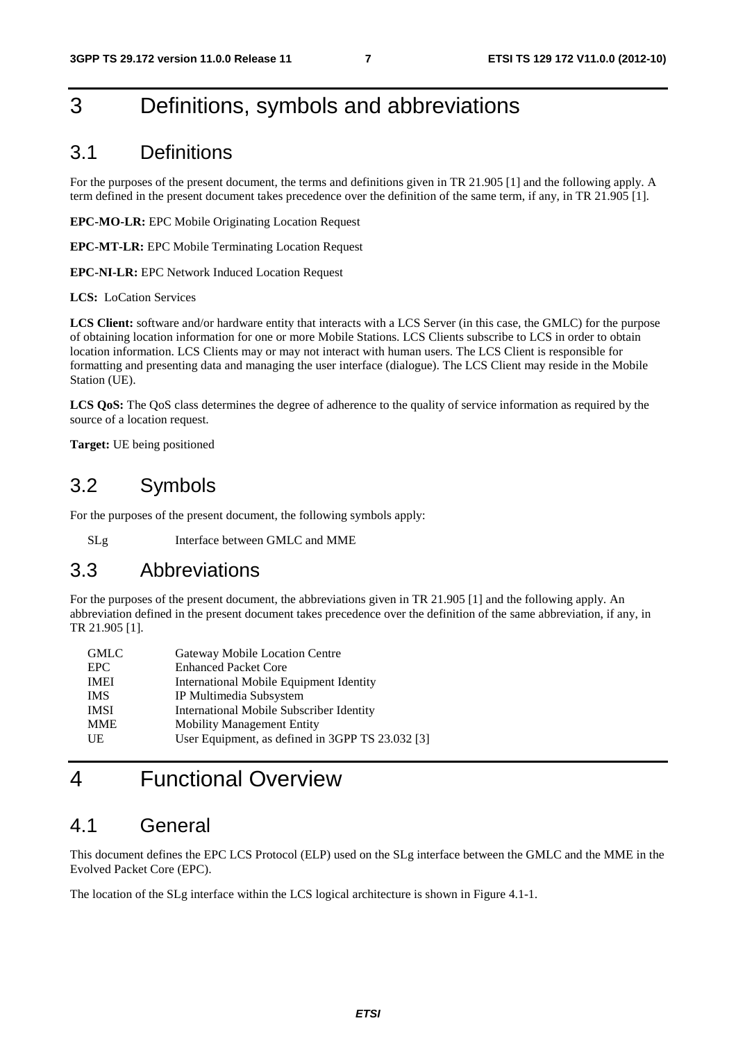# 3 Definitions, symbols and abbreviations

## 3.1 Definitions

For the purposes of the present document, the terms and definitions given in TR 21.905 [1] and the following apply. A term defined in the present document takes precedence over the definition of the same term, if any, in TR 21.905 [1].

**EPC-MO-LR:** EPC Mobile Originating Location Request

**EPC-MT-LR:** EPC Mobile Terminating Location Request

**EPC-NI-LR:** EPC Network Induced Location Request

**LCS:** LoCation Services

**LCS Client:** software and/or hardware entity that interacts with a LCS Server (in this case, the GMLC) for the purpose of obtaining location information for one or more Mobile Stations. LCS Clients subscribe to LCS in order to obtain location information. LCS Clients may or may not interact with human users. The LCS Client is responsible for formatting and presenting data and managing the user interface (dialogue). The LCS Client may reside in the Mobile Station (UE).

**LCS QoS:** The QoS class determines the degree of adherence to the quality of service information as required by the source of a location request.

**Target:** UE being positioned

## 3.2 Symbols

For the purposes of the present document, the following symbols apply:

| | |
|---|---|
| SLg | Interface between GMLC and MME |

## 3.3 Abbreviations

For the purposes of the present document, the abbreviations given in TR 21.905 [1] and the following apply. An abbreviation defined in the present document takes precedence over the definition of the same abbreviation, if any, in TR 21.905 [1].

| | |
|---|---|
| GMLC | Gateway Mobile Location Centre |
| EPC | Enhanced Packet Core |
| IMEI | International Mobile Equipment Identity |
| IMS | IP Multimedia Subsystem |
| IMSI | International Mobile Subscriber Identity |
| MME | Mobility Management Entity |
| UE | User Equipment, as defined in 3GPP TS 23.032 [3] |

# 4 Functional Overview

## 4.1 General

This document defines the EPC LCS Protocol (ELP) used on the SLg interface between the GMLC and the MME in the Evolved Packet Core (EPC).

The location of the SLg interface within the LCS logical architecture is shown in Figure 4.1-1.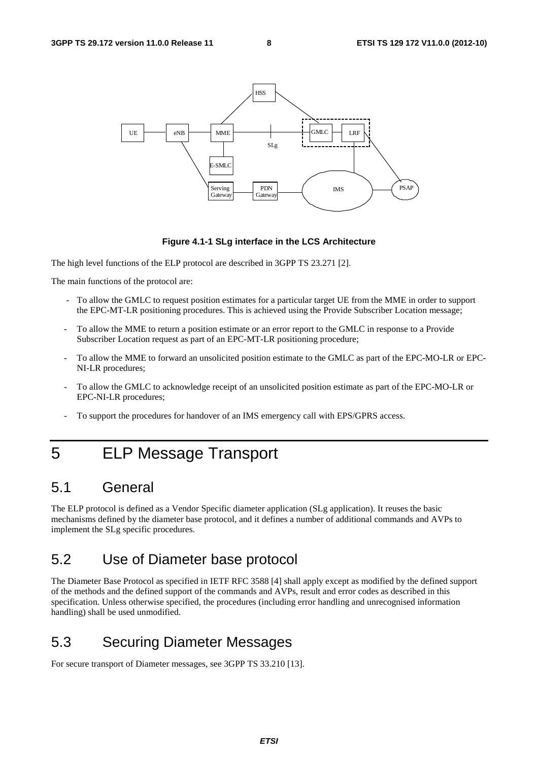Figure 4.1-1 SLg interface in the LCS Architecture

The high level functions of the ELP protocol are described in 3GPP TS 23.271 [2].

The main functions of the protocol are:

- To allow the GMLC to request position estimates for a particular target UE from the MME in order to support the EPC-MT-LR positioning procedures. This is achieved using the Provide Subscriber Location message;
- To allow the MME to return a position estimate or an error report to the GMLC in response to a Provide Subscriber Location request as part of an EPC-MT-LR positioning procedure;
- To allow the MME to forward an unsolicited position estimate to the GMLC as part of the EPC-MO-LR or EPC-NI-LR procedures;
- To allow the GMLC to acknowledge receipt of an unsolicited position estimate as part of the EPC-MO-LR or EPC-NI-LR procedures;
- To support the procedures for handover of an IMS emergency call with EPS/GPRS access.

# 5 ELP Message Transport

## 5.1 General

The ELP protocol is defined as a Vendor Specific diameter application (SLg application). It reuses the basic mechanisms defined by the diameter base protocol, and it defines a number of additional commands and AVPs to implement the SLg specific procedures.

## 5.2 Use of Diameter base protocol

The Diameter Base Protocol as specified in IETF RFC 3588 [4] shall apply except as modified by the defined support of the methods and the defined support of the commands and AVPs, result and error codes as described in this specification. Unless otherwise specified, the procedures (including error handling and unrecognised information handling) shall be used unmodified.

## 5.3 Securing Diameter Messages

For secure transport of Diameter messages, see 3GPP TS 33.210 [13].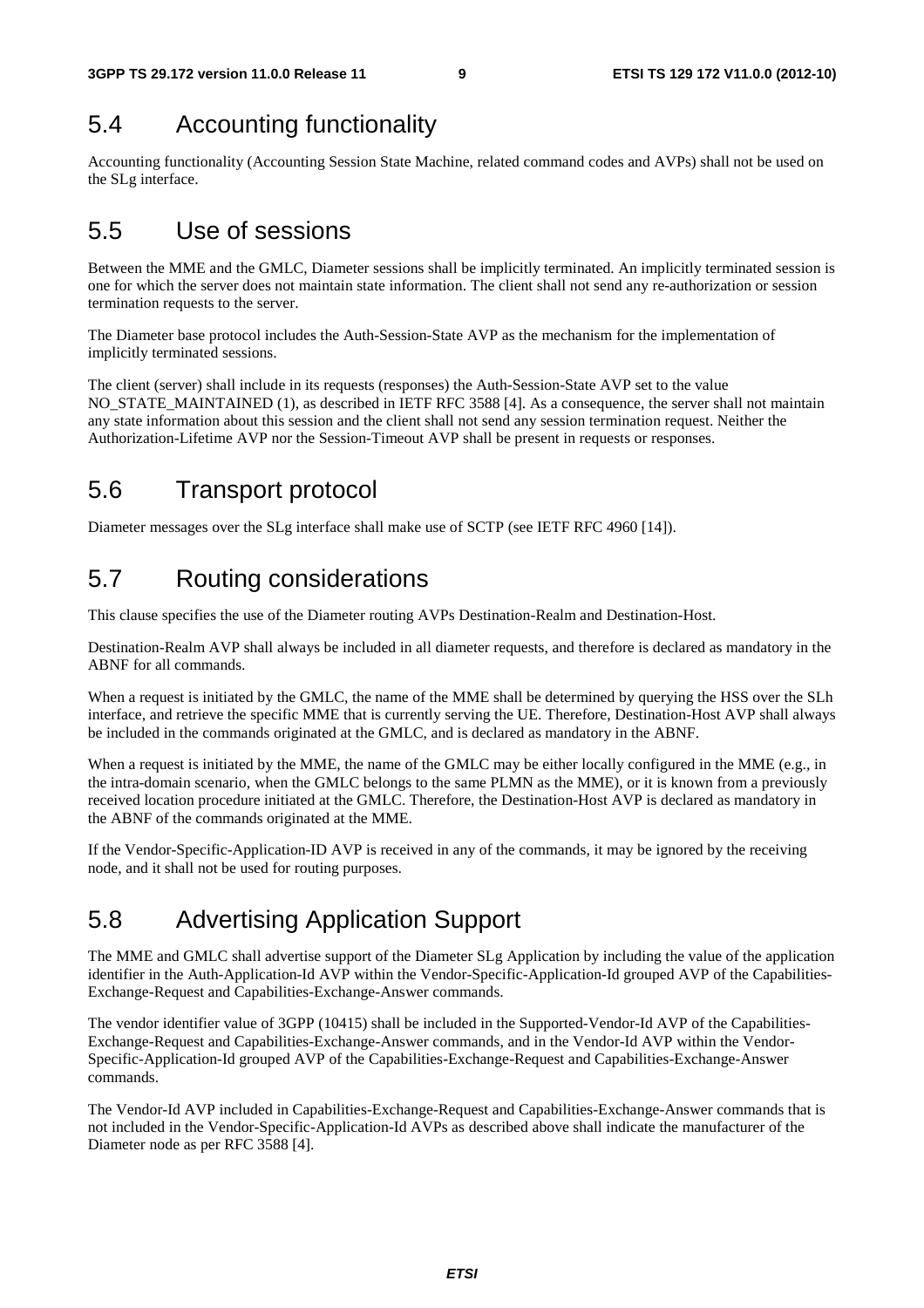## 5.4 Accounting functionality

Accounting functionality (Accounting Session State Machine, related command codes and AVPs) shall not be used on the SLg interface.

## 5.5 Use of sessions

Between the MME and the GMLC, Diameter sessions shall be implicitly terminated. An implicitly terminated session is one for which the server does not maintain state information. The client shall not send any re-authorization or session termination requests to the server.

The Diameter base protocol includes the Auth-Session-State AVP as the mechanism for the implementation of implicitly terminated sessions.

The client (server) shall include in its requests (responses) the Auth-Session-State AVP set to the value NO_STATE_MAINTAINED (1), as described in IETF RFC 3588 [4]. As a consequence, the server shall not maintain any state information about this session and the client shall not send any session termination request. Neither the Authorization-Lifetime AVP nor the Session-Timeout AVP shall be present in requests or responses.

## 5.6 Transport protocol

Diameter messages over the SLg interface shall make use of SCTP (see IETF RFC 4960 [14]).

## 5.7 Routing considerations

This clause specifies the use of the Diameter routing AVPs Destination-Realm and Destination-Host.

Destination-Realm AVP shall always be included in all diameter requests, and therefore is declared as mandatory in the ABNF for all commands.

When a request is initiated by the GMLC, the name of the MME shall be determined by querying the HSS over the SLh interface, and retrieve the specific MME that is currently serving the UE. Therefore, Destination-Host AVP shall always be included in the commands originated at the GMLC, and is declared as mandatory in the ABNF.

When a request is initiated by the MME, the name of the GMLC may be either locally configured in the MME (e.g., in the intra-domain scenario, when the GMLC belongs to the same PLMN as the MME), or it is known from a previously received location procedure initiated at the GMLC. Therefore, the Destination-Host AVP is declared as mandatory in the ABNF of the commands originated at the MME.

If the Vendor-Specific-Application-ID AVP is received in any of the commands, it may be ignored by the receiving node, and it shall not be used for routing purposes.

## 5.8 Advertising Application Support

The MME and GMLC shall advertise support of the Diameter SLg Application by including the value of the application identifier in the Auth-Application-Id AVP within the Vendor-Specific-Application-Id grouped AVP of the Capabilities-Exchange-Request and Capabilities-Exchange-Answer commands.

The vendor identifier value of 3GPP (10415) shall be included in the Supported-Vendor-Id AVP of the Capabilities-Exchange-Request and Capabilities-Exchange-Answer commands, and in the Vendor-Id AVP within the Vendor-Specific-Application-Id grouped AVP of the Capabilities-Exchange-Request and Capabilities-Exchange-Answer commands.

The Vendor-Id AVP included in Capabilities-Exchange-Request and Capabilities-Exchange-Answer commands that is not included in the Vendor-Specific-Application-Id AVPs as described above shall indicate the manufacturer of the Diameter node as per RFC 3588 [4].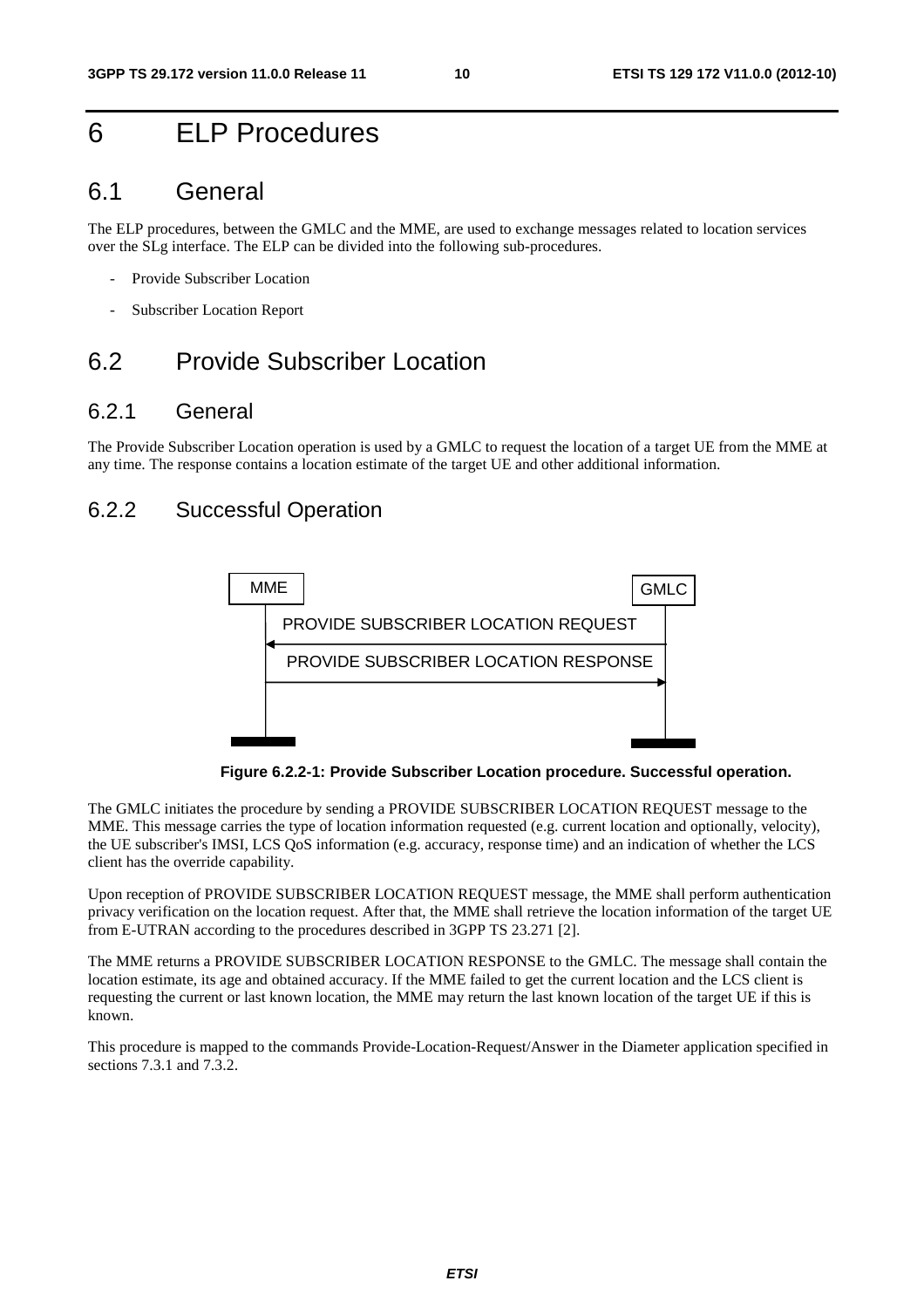# 6 ELP Procedures

## 6.1 General

The ELP procedures, between the GMLC and the MME, are used to exchange messages related to location services over the SLg interface. The ELP can be divided into the following sub-procedures.

- Provide Subscriber Location
- Subscriber Location Report

## 6.2 Provide Subscriber Location

### 6.2.1 General

The Provide Subscriber Location operation is used by a GMLC to request the location of a target UE from the MME at any time. The response contains a location estimate of the target UE and other additional information.

### 6.2.2 Successful Operation

MME | GMLC

PROVIDE SUBSCRIBER LOCATION REQUEST

PROVIDE SUBSCRIBER LOCATION RESPONSE

**Figure 6.2.2-1: Provide Subscriber Location procedure. Successful operation.**

The GMLC initiates the procedure by sending a PROVIDE SUBSCRIBER LOCATION REQUEST message to the MME. This message carries the type of location information requested (e.g. current location and optionally, velocity), the UE subscriber's IMSI, LCS QoS information (e.g. accuracy, response time) and an indication of whether the LCS client has the override capability.

Upon reception of PROVIDE SUBSCRIBER LOCATION REQUEST message, the MME shall perform authentication privacy verification on the location request. After that, the MME shall retrieve the location information of the target UE from E-UTRAN according to the procedures described in 3GPP TS 23.271 [2].

The MME returns a PROVIDE SUBSCRIBER LOCATION RESPONSE to the GMLC. The message shall contain the location estimate, its age and obtained accuracy. If the MME failed to get the current location and the LCS client is requesting the current or last known location, the MME may return the last known location of the target UE if this is known.

This procedure is mapped to the commands Provide-Location-Request/Answer in the Diameter application specified in sections 7.3.1 and 7.3.2.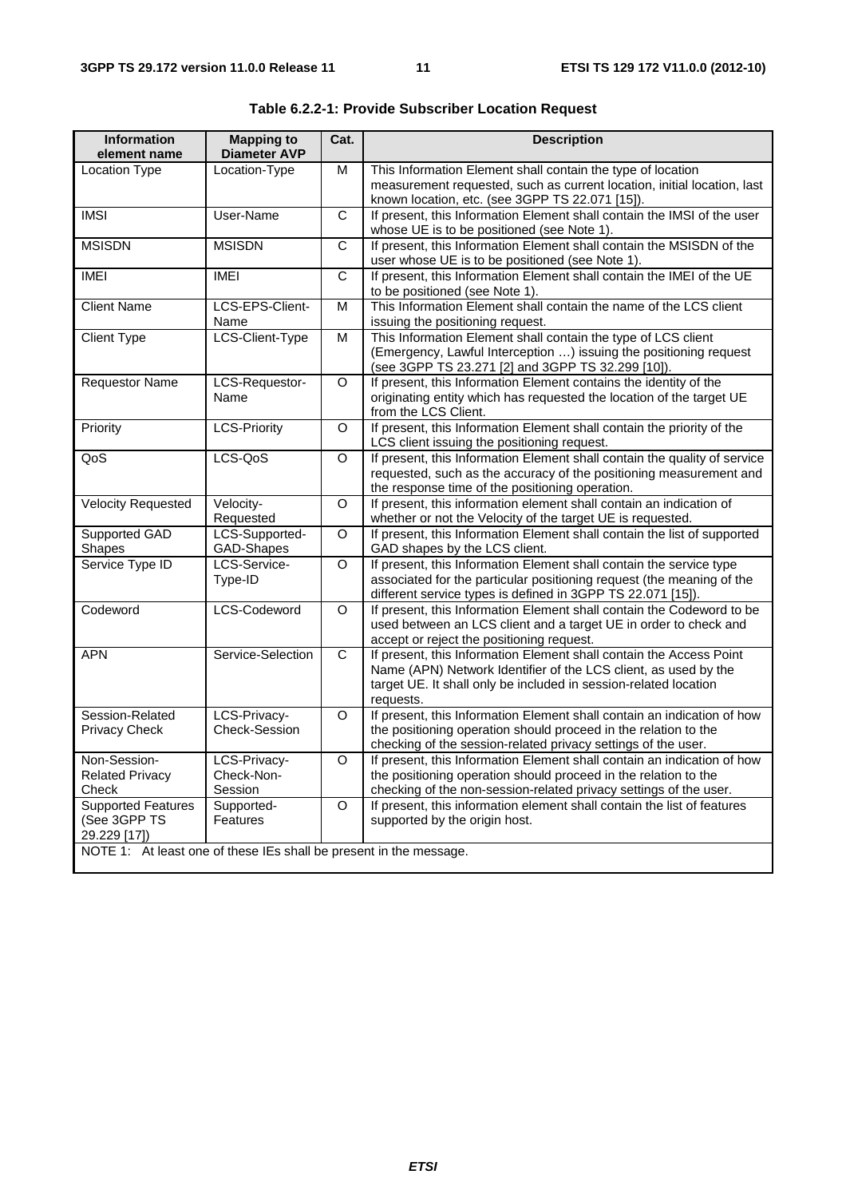**Table 6.2.2-1: Provide Subscriber Location Request**

| Information element name | Mapping to Diameter AVP | Cat. | Description |
|---|---|---|---|
| Location Type | Location-Type | M | This Information Element shall contain the type of location measurement requested, such as current location, initial location, last known location, etc. (see 3GPP TS 22.071 [15]). |
| IMSI | User-Name | C | If present, this Information Element shall contain the IMSI of the user whose UE is to be positioned (see Note 1). |
| MSISDN | MSISDN | C | If present, this Information Element shall contain the MSISDN of the user whose UE is to be positioned (see Note 1). |
| IMEI | IMEI | C | If present, this Information Element shall contain the IMEI of the UE to be positioned (see Note 1). |
| Client Name | LCS-EPS-Client-Name | M | This Information Element shall contain the name of the LCS client issuing the positioning request. |
| Client Type | LCS-Client-Type | M | This Information Element shall contain the type of LCS client (Emergency, Lawful Interception …) issuing the positioning request (see 3GPP TS 23.271 [2] and 3GPP TS 32.299 [10]). |
| Requestor Name | LCS-Requestor-Name | O | If present, this Information Element contains the identity of the originating entity which has requested the location of the target UE from the LCS Client. |
| Priority | LCS-Priority | O | If present, this Information Element shall contain the priority of the LCS client issuing the positioning request. |
| QoS | LCS-QoS | O | If present, this Information Element shall contain the quality of service requested, such as the accuracy of the positioning measurement and the response time of the positioning operation. |
| Velocity Requested | Velocity-Requested | O | If present, this information element shall contain an indication of whether or not the Velocity of the target UE is requested. |
| Supported GAD Shapes | LCS-Supported-GAD-Shapes | O | If present, this Information Element shall contain the list of supported GAD shapes by the LCS client. |
| Service Type ID | LCS-Service-Type-ID | O | If present, this Information Element shall contain the service type associated for the particular positioning request (the meaning of the different service types is defined in 3GPP TS 22.071 [15]). |
| Codeword | LCS-Codeword | O | If present, this Information Element shall contain the Codeword to be used between an LCS client and a target UE in order to check and accept or reject the positioning request. |
| APN | Service-Selection | C | If present, this Information Element shall contain the Access Point Name (APN) Network Identifier of the LCS client, as used by the target UE. It shall only be included in session-related location requests. |
| Session-Related Privacy Check | LCS-Privacy-Check-Session | O | If present, this Information Element shall contain an indication of how the positioning operation should proceed in the relation to the checking of the session-related privacy settings of the user. |
| Non-Session-Related Privacy Check | LCS-Privacy-Check-Non-Session | O | If present, this Information Element shall contain an indication of how the positioning operation should proceed in the relation to the checking of the non-session-related privacy settings of the user. |
| Supported Features (See 3GPP TS 29.229 [17]) | Supported-Features | O | If present, this information element shall contain the list of features supported by the origin host. |
| NOTE 1: At least one of these IEs shall be present in the message. | | | |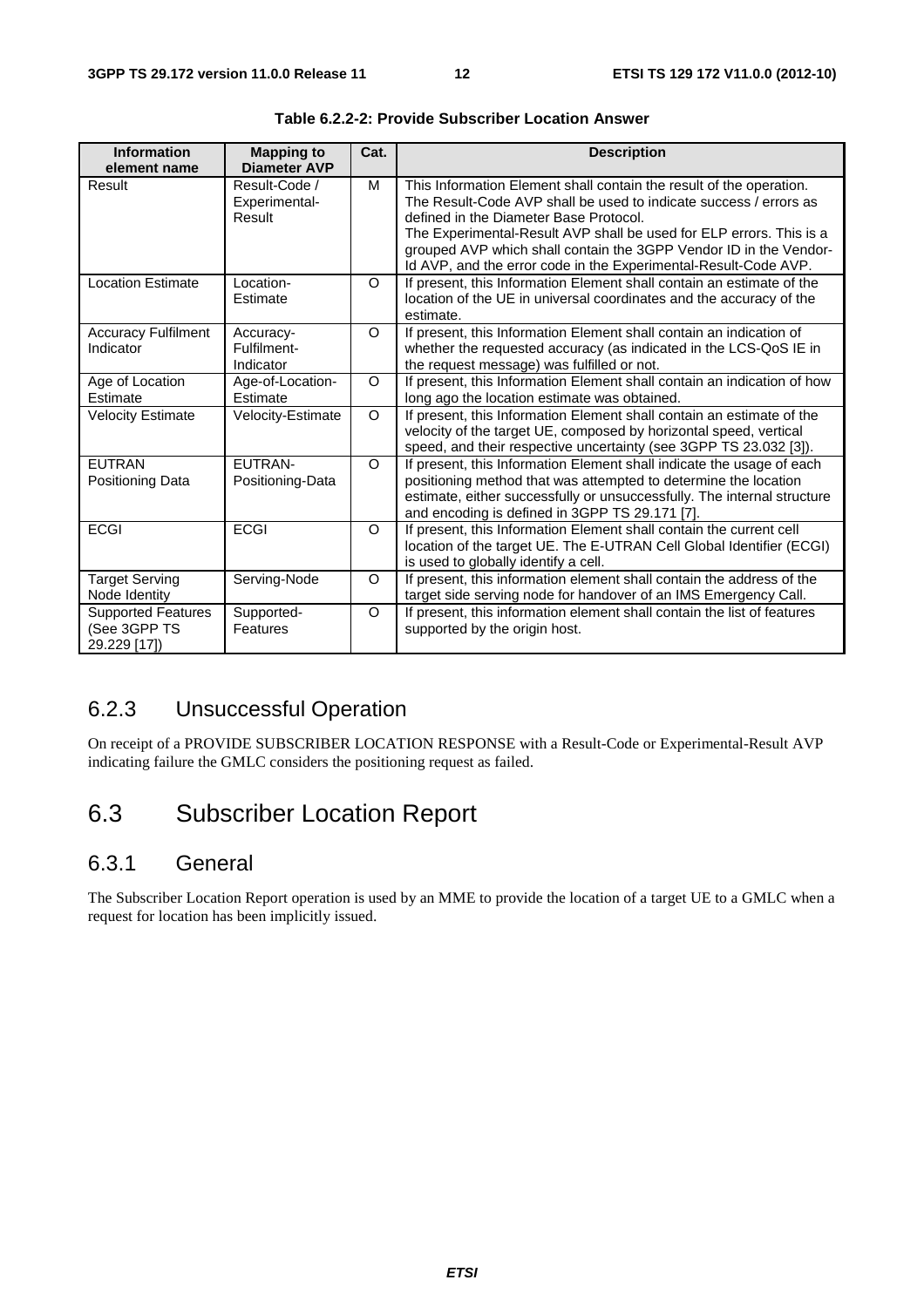**Table 6.2.2-2: Provide Subscriber Location Answer**

| Information element name | Mapping to Diameter AVP | Cat. | Description |
|---|---|---|---|
| Result | Result-Code / Experimental-Result | M | This Information Element shall contain the result of the operation. The Result-Code AVP shall be used to indicate success / errors as defined in the Diameter Base Protocol. The Experimental-Result AVP shall be used for ELP errors. This is a grouped AVP which shall contain the 3GPP Vendor ID in the Vendor-Id AVP, and the error code in the Experimental-Result-Code AVP. |
| Location Estimate | Location-Estimate | O | If present, this Information Element shall contain an estimate of the location of the UE in universal coordinates and the accuracy of the estimate. |
| Accuracy Fulfilment Indicator | Accuracy-Fulfilment-Indicator | O | If present, this Information Element shall contain an indication of whether the requested accuracy (as indicated in the LCS-QoS IE in the request message) was fulfilled or not. |
| Age of Location Estimate | Age-of-Location-Estimate | O | If present, this Information Element shall contain an indication of how long ago the location estimate was obtained. |
| Velocity Estimate | Velocity-Estimate | O | If present, this Information Element shall contain an estimate of the velocity of the target UE, composed by horizontal speed, vertical speed, and their respective uncertainty (see 3GPP TS 23.032 [3]). |
| EUTRAN Positioning Data | EUTRAN-Positioning-Data | O | If present, this Information Element shall indicate the usage of each positioning method that was attempted to determine the location estimate, either successfully or unsuccessfully. The internal structure and encoding is defined in 3GPP TS 29.171 [7]. |
| ECGI | ECGI | O | If present, this Information Element shall contain the current cell location of the target UE. The E-UTRAN Cell Global Identifier (ECGI) is used to globally identify a cell. |
| Target Serving Node Identity | Serving-Node | O | If present, this information element shall contain the address of the target side serving node for handover of an IMS Emergency Call. |
| Supported Features (See 3GPP TS 29.229 [17]) | Supported-Features | O | If present, this information element shall contain the list of features supported by the origin host. |

### 6.2.3 Unsuccessful Operation

On receipt of a PROVIDE SUBSCRIBER LOCATION RESPONSE with a Result-Code or Experimental-Result AVP indicating failure the GMLC considers the positioning request as failed.

## 6.3 Subscriber Location Report

### 6.3.1 General

The Subscriber Location Report operation is used by an MME to provide the location of a target UE to a GMLC when a request for location has been implicitly issued.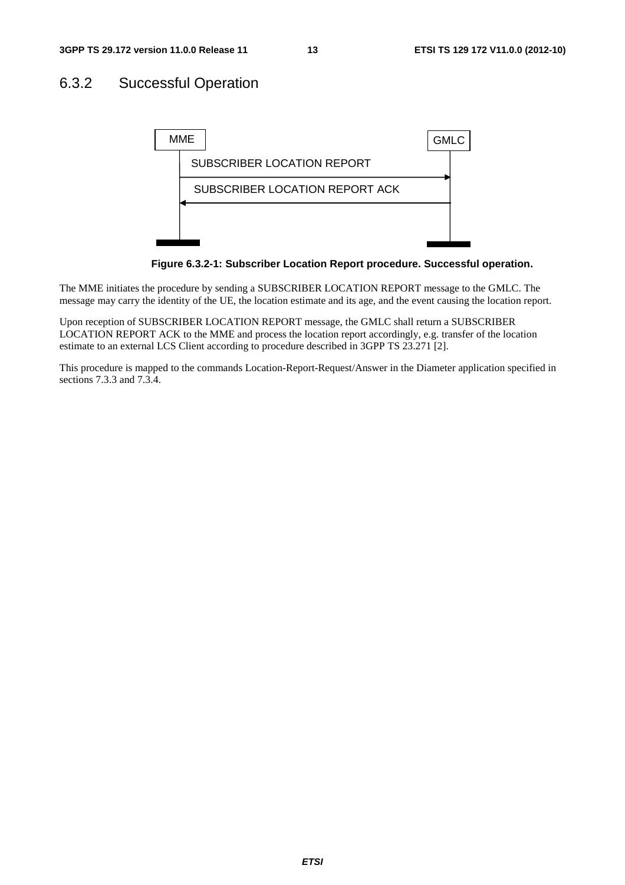## 6.3.2 Successful Operation

**Figure 6.3.2-1: Subscriber Location Report procedure. Successful operation.**

The MME initiates the procedure by sending a SUBSCRIBER LOCATION REPORT message to the GMLC. The message may carry the identity of the UE, the location estimate and its age, and the event causing the location report.

Upon reception of SUBSCRIBER LOCATION REPORT message, the GMLC shall return a SUBSCRIBER LOCATION REPORT ACK to the MME and process the location report accordingly, e.g. transfer of the location estimate to an external LCS Client according to procedure described in 3GPP TS 23.271 [2].

This procedure is mapped to the commands Location-Report-Request/Answer in the Diameter application specified in sections 7.3.3 and 7.3.4.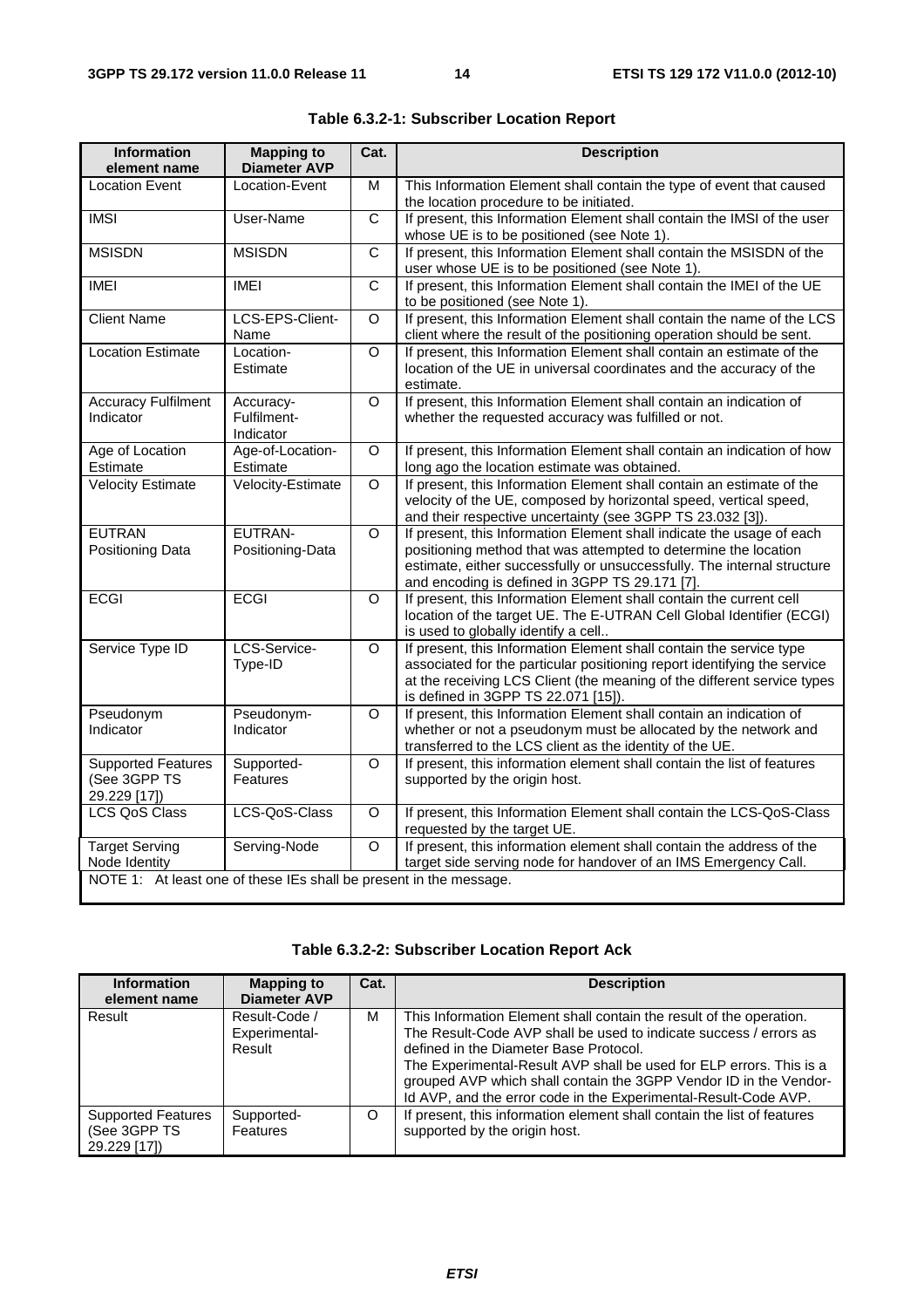**Table 6.3.2-1: Subscriber Location Report**

| Information element name | Mapping to Diameter AVP | Cat. | Description |
| --- | --- | --- | --- |
| Location Event | Location-Event | M | This Information Element shall contain the type of event that caused the location procedure to be initiated. |
| IMSI | User-Name | C | If present, this Information Element shall contain the IMSI of the user whose UE is to be positioned (see Note 1). |
| MSISDN | MSISDN | C | If present, this Information Element shall contain the MSISDN of the user whose UE is to be positioned (see Note 1). |
| IMEI | IMEI | C | If present, this Information Element shall contain the IMEI of the UE to be positioned (see Note 1). |
| Client Name | LCS-EPS-Client-Name | O | If present, this Information Element shall contain the name of the LCS client where the result of the positioning operation should be sent. |
| Location Estimate | Location-Estimate | O | If present, this Information Element shall contain an estimate of the location of the UE in universal coordinates and the accuracy of the estimate. |
| Accuracy Fulfilment Indicator | Accuracy-Fulfilment-Indicator | O | If present, this Information Element shall contain an indication of whether the requested accuracy was fulfilled or not. |
| Age of Location Estimate | Age-of-Location-Estimate | O | If present, this Information Element shall contain an indication of how long ago the location estimate was obtained. |
| Velocity Estimate | Velocity-Estimate | O | If present, this Information Element shall contain an estimate of the velocity of the UE, composed by horizontal speed, vertical speed, and their respective uncertainty (see 3GPP TS 23.032 [3]). |
| EUTRAN Positioning Data | EUTRAN-Positioning-Data | O | If present, this Information Element shall indicate the usage of each positioning method that was attempted to determine the location estimate, either successfully or unsuccessfully. The internal structure and encoding is defined in 3GPP TS 29.171 [7]. |
| ECGI | ECGI | O | If present, this Information Element shall contain the current cell location of the target UE. The E-UTRAN Cell Global Identifier (ECGI) is used to globally identify a cell.. |
| Service Type ID | LCS-Service-Type-ID | O | If present, this Information Element shall contain the service type associated for the particular positioning report identifying the service at the receiving LCS Client (the meaning of the different service types is defined in 3GPP TS 22.071 [15]). |
| Pseudonym Indicator | Pseudonym-Indicator | O | If present, this Information Element shall contain an indication of whether or not a pseudonym must be allocated by the network and transferred to the LCS client as the identity of the UE. |
| Supported Features (See 3GPP TS 29.229 [17]) | Supported-Features | O | If present, this information element shall contain the list of features supported by the origin host. |
| LCS QoS Class | LCS-QoS-Class | O | If present, this Information Element shall contain the LCS-QoS-Class requested by the target UE. |
| Target Serving Node Identity | Serving-Node | O | If present, this information element shall contain the address of the target side serving node for handover of an IMS Emergency Call. |
| NOTE 1: At least one of these IEs shall be present in the message. | | | |

**Table 6.3.2-2: Subscriber Location Report Ack**

| Information element name | Mapping to Diameter AVP | Cat. | Description |
| --- | --- | --- | --- |
| Result | Result-Code / Experimental-Result | M | This Information Element shall contain the result of the operation. The Result-Code AVP shall be used to indicate success / errors as defined in the Diameter Base Protocol. The Experimental-Result AVP shall be used for ELP errors. This is a grouped AVP which shall contain the 3GPP Vendor ID in the Vendor-Id AVP, and the error code in the Experimental-Result-Code AVP. |
| Supported Features (See 3GPP TS 29.229 [17]) | Supported-Features | O | If present, this information element shall contain the list of features supported by the origin host. |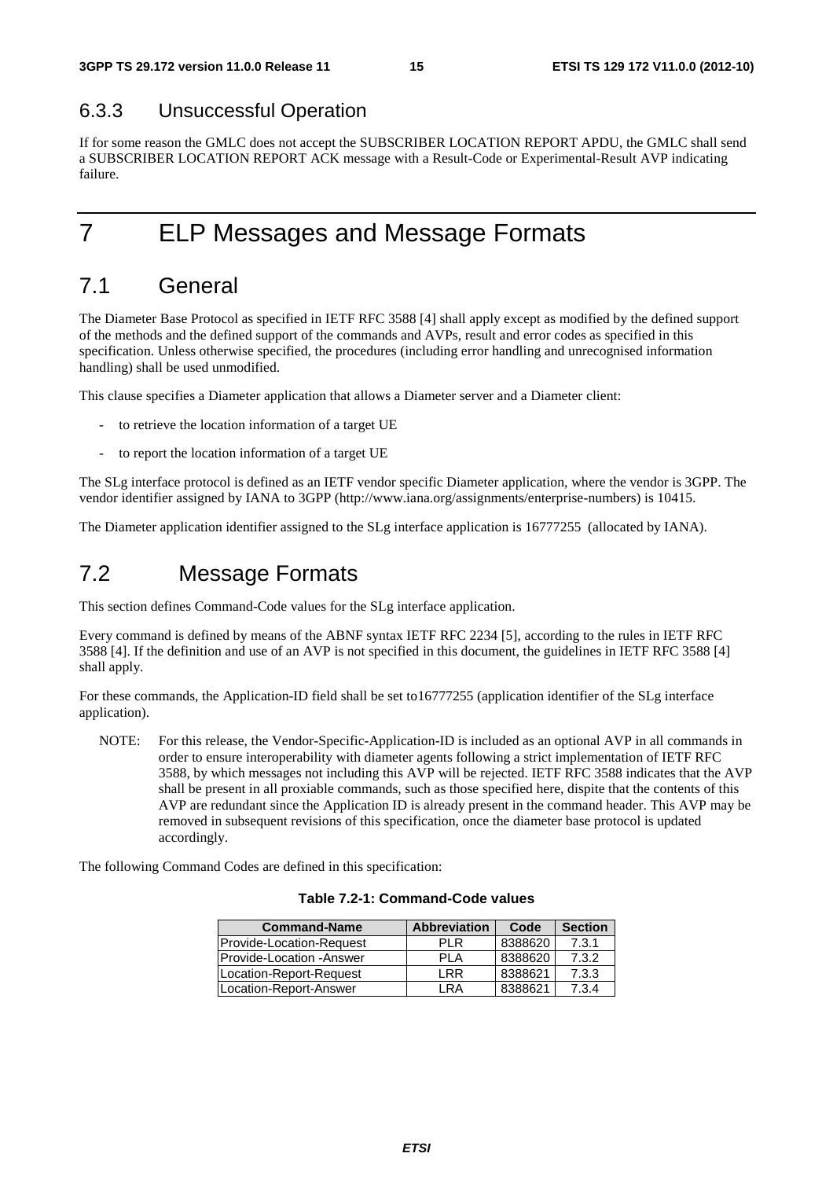### 6.3.3 Unsuccessful Operation

If for some reason the GMLC does not accept the SUBSCRIBER LOCATION REPORT APDU, the GMLC shall send a SUBSCRIBER LOCATION REPORT ACK message with a Result-Code or Experimental-Result AVP indicating failure.

# 7 ELP Messages and Message Formats

## 7.1 General

The Diameter Base Protocol as specified in IETF RFC 3588 [4] shall apply except as modified by the defined support of the methods and the defined support of the commands and AVPs, result and error codes as specified in this specification. Unless otherwise specified, the procedures (including error handling and unrecognised information handling) shall be used unmodified.

This clause specifies a Diameter application that allows a Diameter server and a Diameter client:

- to retrieve the location information of a target UE
- to report the location information of a target UE

The SLg interface protocol is defined as an IETF vendor specific Diameter application, where the vendor is 3GPP. The vendor identifier assigned by IANA to 3GPP (http://www.iana.org/assignments/enterprise-numbers) is 10415.

The Diameter application identifier assigned to the SLg interface application is 16777255 (allocated by IANA).

## 7.2 Message Formats

This section defines Command-Code values for the SLg interface application.

Every command is defined by means of the ABNF syntax IETF RFC 2234 [5], according to the rules in IETF RFC 3588 [4]. If the definition and use of an AVP is not specified in this document, the guidelines in IETF RFC 3588 [4] shall apply.

For these commands, the Application-ID field shall be set to16777255 (application identifier of the SLg interface application).

NOTE: For this release, the Vendor-Specific-Application-ID is included as an optional AVP in all commands in order to ensure interoperability with diameter agents following a strict implementation of IETF RFC 3588, by which messages not including this AVP will be rejected. IETF RFC 3588 indicates that the AVP shall be present in all proxiable commands, such as those specified here, dispite that the contents of this AVP are redundant since the Application ID is already present in the command header. This AVP may be removed in subsequent revisions of this specification, once the diameter base protocol is updated accordingly.

The following Command Codes are defined in this specification:

**Table 7.2-1: Command-Code values**

| Command-Name | Abbreviation | Code | Section |
|---|---|---|---|
| Provide-Location-Request | PLR | 8388620 | 7.3.1 |
| Provide-Location -Answer | PLA | 8388620 | 7.3.2 |
| Location-Report-Request | LRR | 8388621 | 7.3.3 |
| Location-Report-Answer | LRA | 8388621 | 7.3.4 |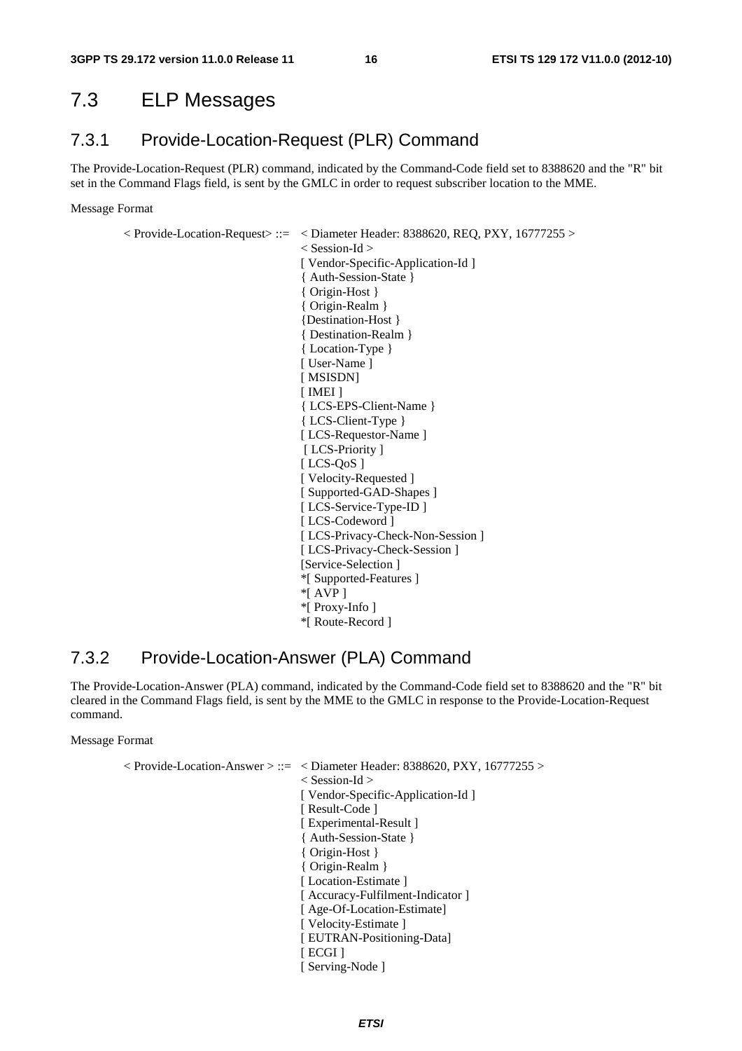## 7.3 ELP Messages

### 7.3.1 Provide-Location-Request (PLR) Command

The Provide-Location-Request (PLR) command, indicated by the Command-Code field set to 8388620 and the "R" bit set in the Command Flags field, is sent by the GMLC in order to request subscriber location to the MME.

Message Format

```
< Provide-Location-Request> ::=  < Diameter Header: 8388620, REQ, PXY, 16777255 >
                                 < Session-Id >
                                 [ Vendor-Specific-Application-Id ]
                                 { Auth-Session-State }
                                 { Origin-Host }
                                 { Origin-Realm }
                                 {Destination-Host }
                                 { Destination-Realm }
                                 { Location-Type }
                                 [ User-Name ]
                                 [ MSISDN]
                                 [ IMEI ]
                                 { LCS-EPS-Client-Name }
                                 { LCS-Client-Type }
                                 [ LCS-Requestor-Name ]
                                  [ LCS-Priority ]
                                 [ LCS-QoS ]
                                 [ Velocity-Requested ]
                                 [ Supported-GAD-Shapes ]
                                 [ LCS-Service-Type-ID ]
                                 [ LCS-Codeword ]
                                 [ LCS-Privacy-Check-Non-Session ]
                                 [ LCS-Privacy-Check-Session ]
                                 [Service-Selection ]
                                 *[ Supported-Features ]
                                 *[ AVP ]
                                 *[ Proxy-Info ]
                                 *[ Route-Record ]
```

### 7.3.2 Provide-Location-Answer (PLA) Command

The Provide-Location-Answer (PLA) command, indicated by the Command-Code field set to 8388620 and the "R" bit cleared in the Command Flags field, is sent by the MME to the GMLC in response to the Provide-Location-Request command.

Message Format

```
< Provide-Location-Answer > ::=  < Diameter Header: 8388620, PXY, 16777255 >
                                 < Session-Id >
                                 [ Vendor-Specific-Application-Id ]
                                 [ Result-Code ]
                                 [ Experimental-Result ]
                                 { Auth-Session-State }
                                 { Origin-Host }
                                 { Origin-Realm }
                                 [ Location-Estimate ]
                                 [ Accuracy-Fulfilment-Indicator ]
                                 [ Age-Of-Location-Estimate]
                                 [ Velocity-Estimate ]
                                 [ EUTRAN-Positioning-Data]
                                 [ ECGI ]
                                 [ Serving-Node ]
```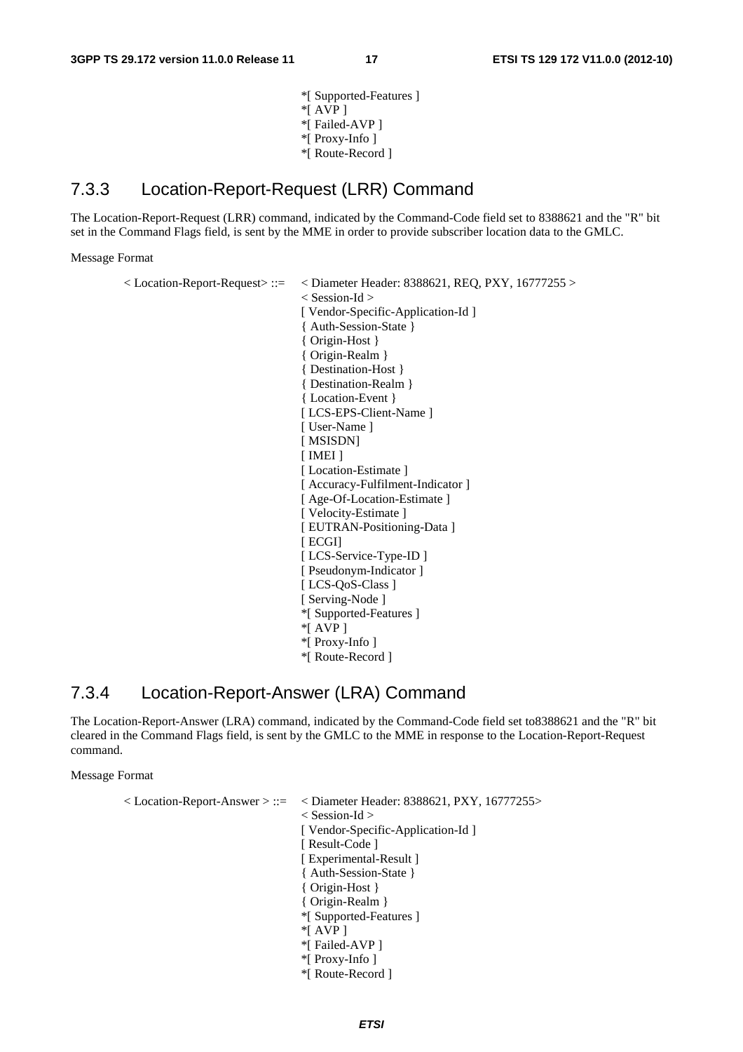```
*[ Supported-Features ]
*[ AVP ]
*[ Failed-AVP ]
*[ Proxy-Info ]
*[ Route-Record ]
```

### 7.3.3 Location-Report-Request (LRR) Command

The Location-Report-Request (LRR) command, indicated by the Command-Code field set to 8388621 and the "R" bit set in the Command Flags field, is sent by the MME in order to provide subscriber location data to the GMLC.

Message Format

```
< Location-Report-Request> ::= < Diameter Header: 8388621, REQ, PXY, 16777255 >
                               < Session-Id >
                               [ Vendor-Specific-Application-Id ]
                               { Auth-Session-State }
                               { Origin-Host }
                               { Origin-Realm }
                               { Destination-Host }
                               { Destination-Realm }
                               { Location-Event }
                               [ LCS-EPS-Client-Name ]
                               [ User-Name ]
                               [ MSISDN]
                               [ IMEI ]
                               [ Location-Estimate ]
                               [ Accuracy-Fulfilment-Indicator ]
                               [ Age-Of-Location-Estimate ]
                               [ Velocity-Estimate ]
                               [ EUTRAN-Positioning-Data ]
                               [ ECGI]
                               [ LCS-Service-Type-ID ]
                               [ Pseudonym-Indicator ]
                               [ LCS-QoS-Class ]
                               [ Serving-Node ]
                               *[ Supported-Features ]
                               *[ AVP ]
                               *[ Proxy-Info ]
                               *[ Route-Record ]
```

### 7.3.4 Location-Report-Answer (LRA) Command

The Location-Report-Answer (LRA) command, indicated by the Command-Code field set to8388621 and the "R" bit cleared in the Command Flags field, is sent by the GMLC to the MME in response to the Location-Report-Request command.

Message Format

```
< Location-Report-Answer > ::= < Diameter Header: 8388621, PXY, 16777255>
                               < Session-Id >
                               [ Vendor-Specific-Application-Id ]
                               [ Result-Code ]
                               [ Experimental-Result ]
                               { Auth-Session-State }
                               { Origin-Host }
                               { Origin-Realm }
                               *[ Supported-Features ]
                               *[ AVP ]
                               *[ Failed-AVP ]
                               *[ Proxy-Info ]
                               *[ Route-Record ]
```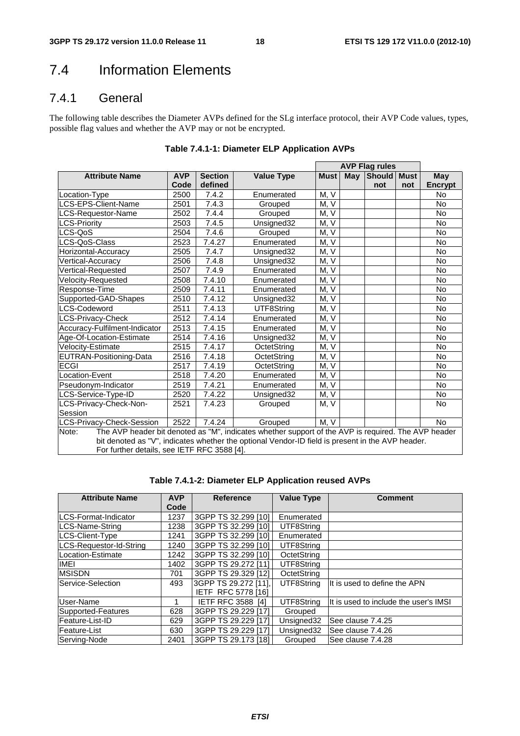# 7.4 Information Elements

## 7.4.1 General

The following table describes the Diameter AVPs defined for the SLg interface protocol, their AVP Code values, types, possible flag values and whether the AVP may or not be encrypted.

**Table 7.4.1-1: Diameter ELP Application AVPs**

| | | | | AVP Flag rules | | | | |
|---|---|---|---|---|---|---|---|---|
| **Attribute Name** | **AVP Code** | **Section defined** | **Value Type** | **Must** | **May** | **Should not** | **Must not** | **May Encrypt** |
| Location-Type | 2500 | 7.4.2 | Enumerated | M, V | | | | No |
| LCS-EPS-Client-Name | 2501 | 7.4.3 | Grouped | M, V | | | | No |
| LCS-Requestor-Name | 2502 | 7.4.4 | Grouped | M, V | | | | No |
| LCS-Priority | 2503 | 7.4.5 | Unsigned32 | M, V | | | | No |
| LCS-QoS | 2504 | 7.4.6 | Grouped | M, V | | | | No |
| LCS-QoS-Class | 2523 | 7.4.27 | Enumerated | M, V | | | | No |
| Horizontal-Accuracy | 2505 | 7.4.7 | Unsigned32 | M, V | | | | No |
| Vertical-Accuracy | 2506 | 7.4.8 | Unsigned32 | M, V | | | | No |
| Vertical-Requested | 2507 | 7.4.9 | Enumerated | M, V | | | | No |
| Velocity-Requested | 2508 | 7.4.10 | Enumerated | M, V | | | | No |
| Response-Time | 2509 | 7.4.11 | Enumerated | M, V | | | | No |
| Supported-GAD-Shapes | 2510 | 7.4.12 | Unsigned32 | M, V | | | | No |
| LCS-Codeword | 2511 | 7.4.13 | UTF8String | M, V | | | | No |
| LCS-Privacy-Check | 2512 | 7.4.14 | Enumerated | M, V | | | | No |
| Accuracy-Fulfilment-Indicator | 2513 | 7.4.15 | Enumerated | M, V | | | | No |
| Age-Of-Location-Estimate | 2514 | 7.4.16 | Unsigned32 | M, V | | | | No |
| Velocity-Estimate | 2515 | 7.4.17 | OctetString | M, V | | | | No |
| EUTRAN-Positioning-Data | 2516 | 7.4.18 | OctetString | M, V | | | | No |
| ECGI | 2517 | 7.4.19 | OctetString | M, V | | | | No |
| Location-Event | 2518 | 7.4.20 | Enumerated | M, V | | | | No |
| Pseudonym-Indicator | 2519 | 7.4.21 | Enumerated | M, V | | | | No |
| LCS-Service-Type-ID | 2520 | 7.4.22 | Unsigned32 | M, V | | | | No |
| LCS-Privacy-Check-Non-Session | 2521 | 7.4.23 | Grouped | M, V | | | | No |
| LCS-Privacy-Check-Session | 2522 | 7.4.24 | Grouped | M, V | | | | No |
| Note: The AVP header bit denoted as "M", indicates whether support of the AVP is required. The AVP header bit denoted as "V", indicates whether the optional Vendor-ID field is present in the AVP header. For further details, see IETF RFC 3588 [4]. | | | | | | | | |

**Table 7.4.1-2: Diameter ELP Application reused AVPs**

| Attribute Name | AVP Code | Reference | Value Type | Comment |
|---|---|---|---|---|
| LCS-Format-Indicator | 1237 | 3GPP TS 32.299 [10] | Enumerated | |
| LCS-Name-String | 1238 | 3GPP TS 32.299 [10] | UTF8String | |
| LCS-Client-Type | 1241 | 3GPP TS 32.299 [10] | Enumerated | |
| LCS-Requestor-Id-String | 1240 | 3GPP TS 32.299 [10] | UTF8String | |
| Location-Estimate | 1242 | 3GPP TS 32.299 [10] | OctetString | |
| IMEI | 1402 | 3GPP TS 29.272 [11] | UTF8String | |
| MSISDN | 701 | 3GPP TS 29.329 [12] | OctetString | |
| Service-Selection | 493 | 3GPP TS 29.272 [11], IETF RFC 5778 [16] | UTF8String | It is used to define the APN |
| User-Name | 1 | IETF RFC 3588 [4] | UTF8String | It is used to include the user's IMSI |
| Supported-Features | 628 | 3GPP TS 29.229 [17] | Grouped | |
| Feature-List-ID | 629 | 3GPP TS 29.229 [17] | Unsigned32 | See clause 7.4.25 |
| Feature-List | 630 | 3GPP TS 29.229 [17] | Unsigned32 | See clause 7.4.26 |
| Serving-Node | 2401 | 3GPP TS 29.173 [18] | Grouped | See clause 7.4.28 |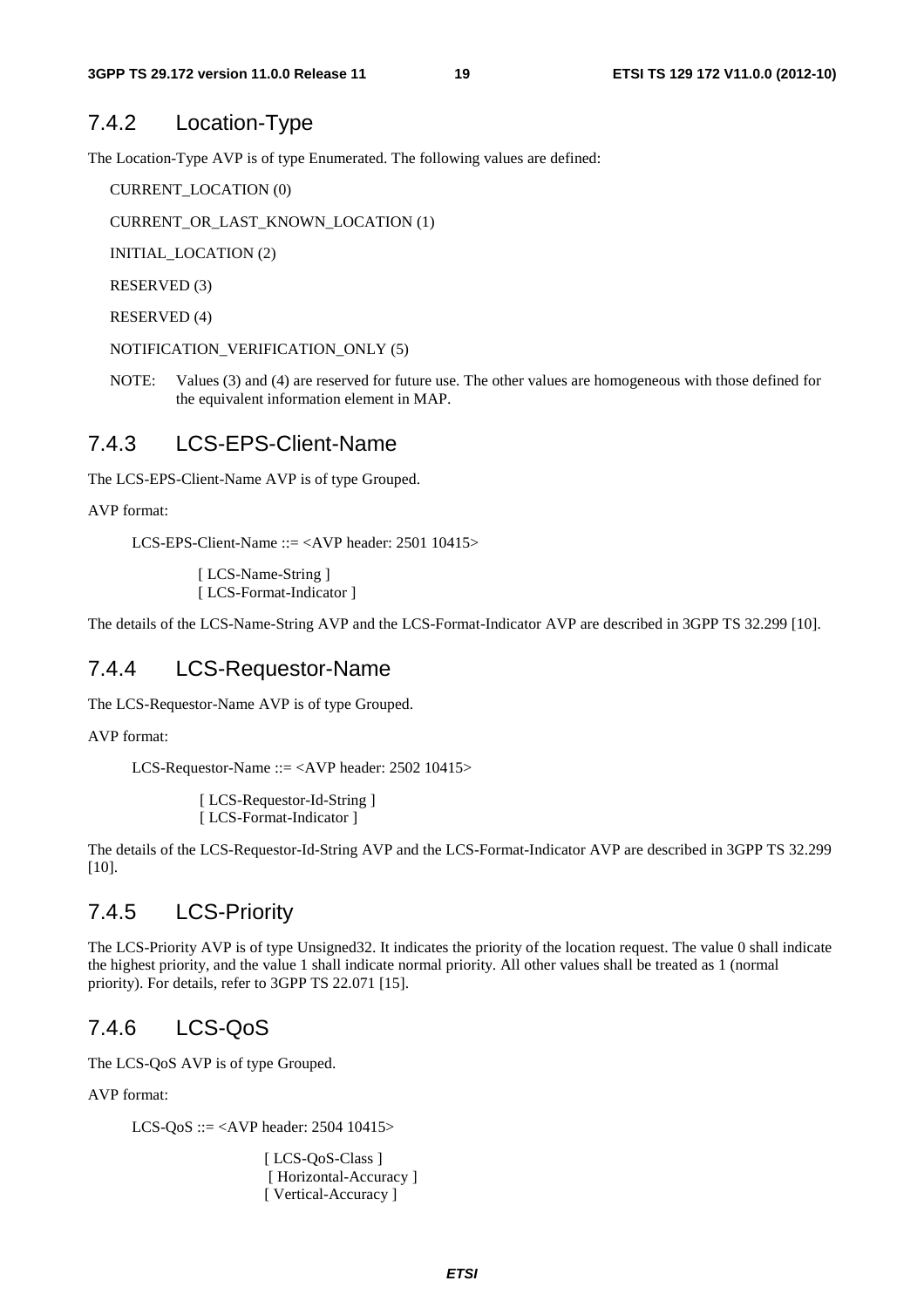### 7.4.2 Location-Type

The Location-Type AVP is of type Enumerated. The following values are defined:

CURRENT_LOCATION (0)

CURRENT_OR_LAST_KNOWN_LOCATION (1)

INITIAL_LOCATION (2)

RESERVED (3)

RESERVED (4)

NOTIFICATION_VERIFICATION_ONLY (5)

NOTE: Values (3) and (4) are reserved for future use. The other values are homogeneous with those defined for the equivalent information element in MAP.

### 7.4.3 LCS-EPS-Client-Name

The LCS-EPS-Client-Name AVP is of type Grouped.

AVP format:

```
LCS-EPS-Client-Name ::= <AVP header: 2501 10415>

        [ LCS-Name-String ]
        [ LCS-Format-Indicator ]
```

The details of the LCS-Name-String AVP and the LCS-Format-Indicator AVP are described in 3GPP TS 32.299 [10].

### 7.4.4 LCS-Requestor-Name

The LCS-Requestor-Name AVP is of type Grouped.

AVP format:

```
LCS-Requestor-Name ::= <AVP header: 2502 10415>

        [ LCS-Requestor-Id-String ]
        [ LCS-Format-Indicator ]
```

The details of the LCS-Requestor-Id-String AVP and the LCS-Format-Indicator AVP are described in 3GPP TS 32.299 [10].

### 7.4.5 LCS-Priority

The LCS-Priority AVP is of type Unsigned32. It indicates the priority of the location request. The value 0 shall indicate the highest priority, and the value 1 shall indicate normal priority. All other values shall be treated as 1 (normal priority). For details, refer to 3GPP TS 22.071 [15].

### 7.4.6 LCS-QoS

The LCS-QoS AVP is of type Grouped.

AVP format:

```
LCS-QoS ::= <AVP header: 2504 10415>

        [ LCS-QoS-Class ]
        [ Horizontal-Accuracy ]
        [ Vertical-Accuracy ]
```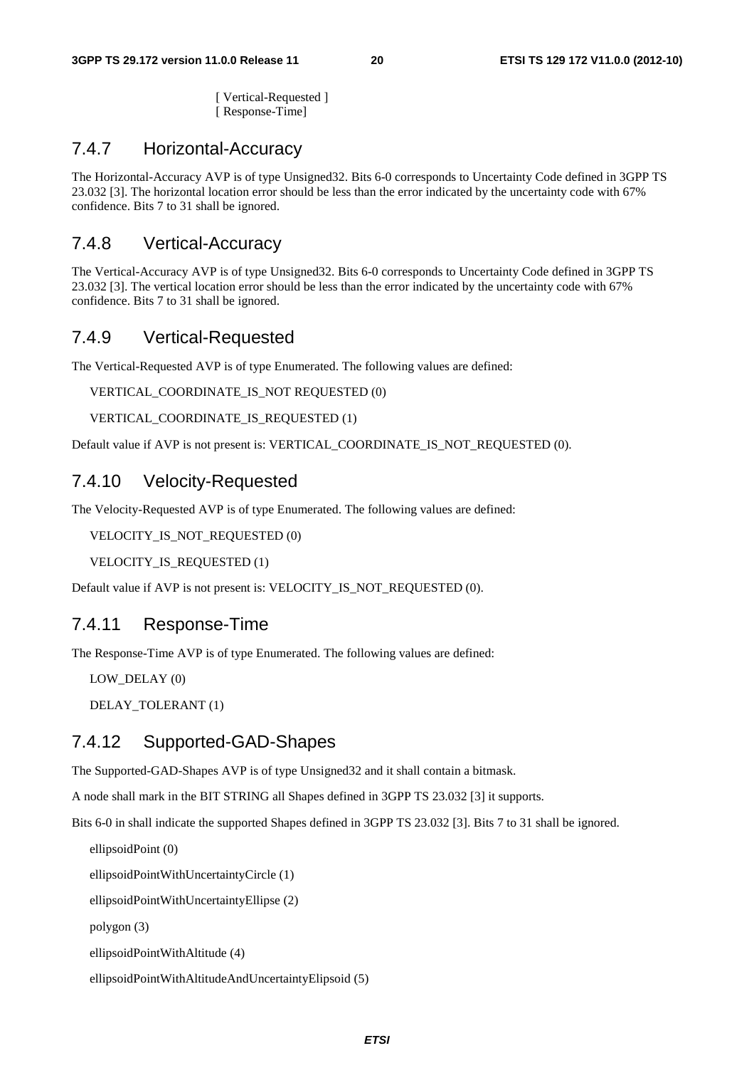[ Vertical-Requested ]
[ Response-Time]

### 7.4.7 Horizontal-Accuracy

The Horizontal-Accuracy AVP is of type Unsigned32. Bits 6-0 corresponds to Uncertainty Code defined in 3GPP TS 23.032 [3]. The horizontal location error should be less than the error indicated by the uncertainty code with 67% confidence. Bits 7 to 31 shall be ignored.

### 7.4.8 Vertical-Accuracy

The Vertical-Accuracy AVP is of type Unsigned32. Bits 6-0 corresponds to Uncertainty Code defined in 3GPP TS 23.032 [3]. The vertical location error should be less than the error indicated by the uncertainty code with 67% confidence. Bits 7 to 31 shall be ignored.

### 7.4.9 Vertical-Requested

The Vertical-Requested AVP is of type Enumerated. The following values are defined:

VERTICAL_COORDINATE_IS_NOT REQUESTED (0)

VERTICAL_COORDINATE_IS_REQUESTED (1)

Default value if AVP is not present is: VERTICAL_COORDINATE_IS_NOT_REQUESTED (0).

### 7.4.10 Velocity-Requested

The Velocity-Requested AVP is of type Enumerated. The following values are defined:

VELOCITY_IS_NOT_REQUESTED (0)

VELOCITY_IS_REQUESTED (1)

Default value if AVP is not present is: VELOCITY_IS_NOT_REQUESTED (0).

### 7.4.11 Response-Time

The Response-Time AVP is of type Enumerated. The following values are defined:

LOW_DELAY (0)

DELAY_TOLERANT (1)

### 7.4.12 Supported-GAD-Shapes

The Supported-GAD-Shapes AVP is of type Unsigned32 and it shall contain a bitmask.

A node shall mark in the BIT STRING all Shapes defined in 3GPP TS 23.032 [3] it supports.

Bits 6-0 in shall indicate the supported Shapes defined in 3GPP TS 23.032 [3]. Bits 7 to 31 shall be ignored.

ellipsoidPoint (0)

ellipsoidPointWithUncertaintyCircle (1)

ellipsoidPointWithUncertaintyEllipse (2)

polygon (3)

ellipsoidPointWithAltitude (4)

ellipsoidPointWithAltitudeAndUncertaintyElipsoid (5)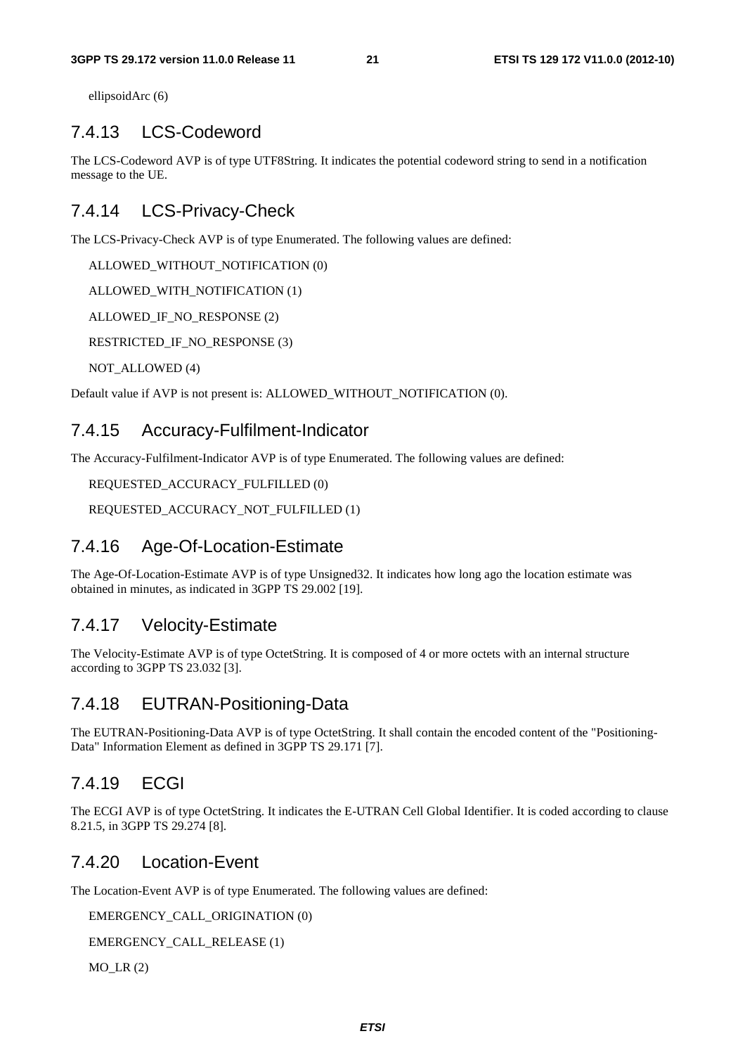ellipsoidArc (6)

### 7.4.13 LCS-Codeword

The LCS-Codeword AVP is of type UTF8String. It indicates the potential codeword string to send in a notification message to the UE.

### 7.4.14 LCS-Privacy-Check

The LCS-Privacy-Check AVP is of type Enumerated. The following values are defined:

ALLOWED_WITHOUT_NOTIFICATION (0)

ALLOWED_WITH_NOTIFICATION (1)

ALLOWED_IF_NO_RESPONSE (2)

RESTRICTED_IF_NO_RESPONSE (3)

NOT_ALLOWED (4)

Default value if AVP is not present is: ALLOWED_WITHOUT_NOTIFICATION (0).

### 7.4.15 Accuracy-Fulfilment-Indicator

The Accuracy-Fulfilment-Indicator AVP is of type Enumerated. The following values are defined:

REQUESTED_ACCURACY_FULFILLED (0)

REQUESTED_ACCURACY_NOT_FULFILLED (1)

### 7.4.16 Age-Of-Location-Estimate

The Age-Of-Location-Estimate AVP is of type Unsigned32. It indicates how long ago the location estimate was obtained in minutes, as indicated in 3GPP TS 29.002 [19].

### 7.4.17 Velocity-Estimate

The Velocity-Estimate AVP is of type OctetString. It is composed of 4 or more octets with an internal structure according to 3GPP TS 23.032 [3].

### 7.4.18 EUTRAN-Positioning-Data

The EUTRAN-Positioning-Data AVP is of type OctetString. It shall contain the encoded content of the "Positioning-Data" Information Element as defined in 3GPP TS 29.171 [7].

### 7.4.19 ECGI

The ECGI AVP is of type OctetString. It indicates the E-UTRAN Cell Global Identifier. It is coded according to clause 8.21.5, in 3GPP TS 29.274 [8].

### 7.4.20 Location-Event

The Location-Event AVP is of type Enumerated. The following values are defined:

EMERGENCY_CALL_ORIGINATION (0)

EMERGENCY_CALL_RELEASE (1)

MO_LR (2)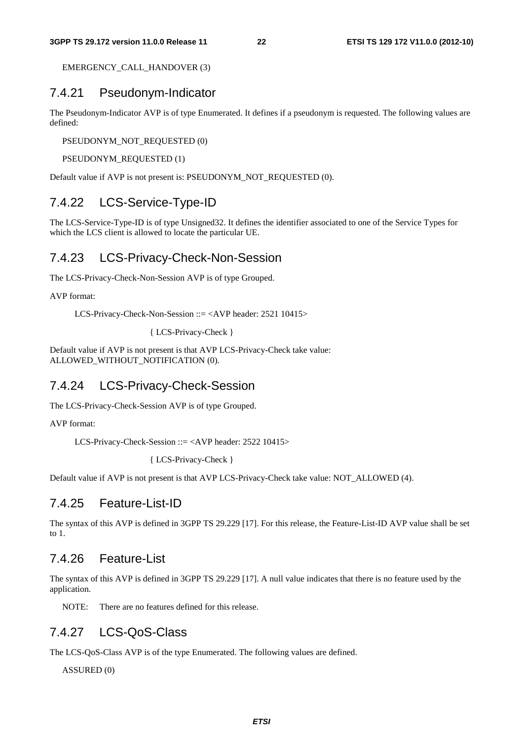EMERGENCY_CALL_HANDOVER (3)

### 7.4.21 Pseudonym-Indicator

The Pseudonym-Indicator AVP is of type Enumerated. It defines if a pseudonym is requested. The following values are defined:

PSEUDONYM_NOT_REQUESTED (0)

PSEUDONYM_REQUESTED (1)

Default value if AVP is not present is: PSEUDONYM_NOT_REQUESTED (0).

### 7.4.22 LCS-Service-Type-ID

The LCS-Service-Type-ID is of type Unsigned32. It defines the identifier associated to one of the Service Types for which the LCS client is allowed to locate the particular UE.

### 7.4.23 LCS-Privacy-Check-Non-Session

The LCS-Privacy-Check-Non-Session AVP is of type Grouped.

AVP format:

```
LCS-Privacy-Check-Non-Session ::= <AVP header: 2521 10415>

                    { LCS-Privacy-Check }
```

Default value if AVP is not present is that AVP LCS-Privacy-Check take value: ALLOWED_WITHOUT_NOTIFICATION (0).

### 7.4.24 LCS-Privacy-Check-Session

The LCS-Privacy-Check-Session AVP is of type Grouped.

AVP format:

```
LCS-Privacy-Check-Session ::= <AVP header: 2522 10415>

                    { LCS-Privacy-Check }
```

Default value if AVP is not present is that AVP LCS-Privacy-Check take value: NOT_ALLOWED (4).

### 7.4.25 Feature-List-ID

The syntax of this AVP is defined in 3GPP TS 29.229 [17]. For this release, the Feature-List-ID AVP value shall be set to 1.

### 7.4.26 Feature-List

The syntax of this AVP is defined in 3GPP TS 29.229 [17]. A null value indicates that there is no feature used by the application.

NOTE: There are no features defined for this release.

### 7.4.27 LCS-QoS-Class

The LCS-QoS-Class AVP is of the type Enumerated. The following values are defined.

ASSURED (0)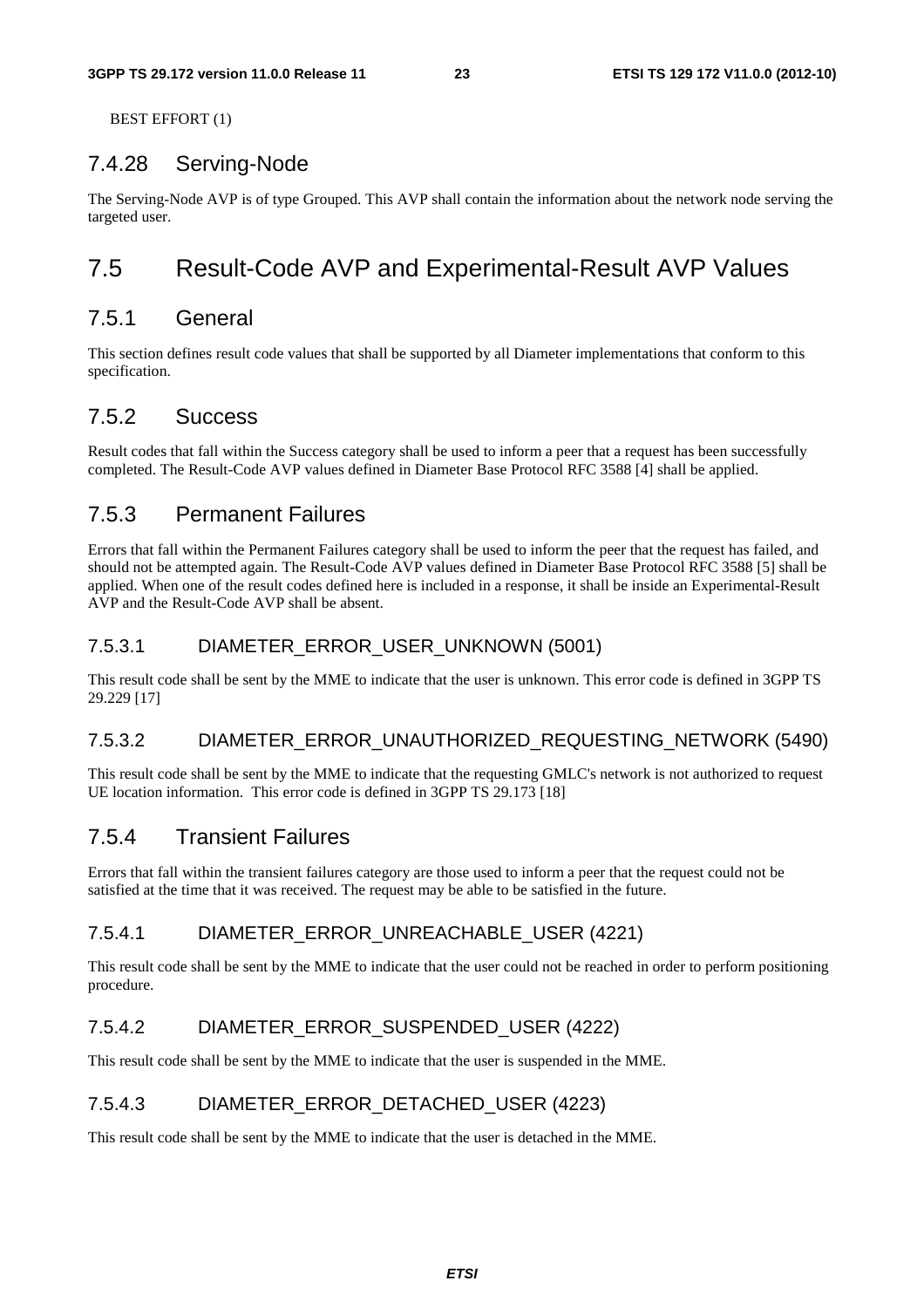BEST EFFORT (1)

### 7.4.28 Serving-Node

The Serving-Node AVP is of type Grouped. This AVP shall contain the information about the network node serving the targeted user.

## 7.5 Result-Code AVP and Experimental-Result AVP Values

### 7.5.1 General

This section defines result code values that shall be supported by all Diameter implementations that conform to this specification.

### 7.5.2 Success

Result codes that fall within the Success category shall be used to inform a peer that a request has been successfully completed. The Result-Code AVP values defined in Diameter Base Protocol RFC 3588 [4] shall be applied.

### 7.5.3 Permanent Failures

Errors that fall within the Permanent Failures category shall be used to inform the peer that the request has failed, and should not be attempted again. The Result-Code AVP values defined in Diameter Base Protocol RFC 3588 [5] shall be applied. When one of the result codes defined here is included in a response, it shall be inside an Experimental-Result AVP and the Result-Code AVP shall be absent.

#### 7.5.3.1 DIAMETER_ERROR_USER_UNKNOWN (5001)

This result code shall be sent by the MME to indicate that the user is unknown. This error code is defined in 3GPP TS 29.229 [17]

#### 7.5.3.2 DIAMETER_ERROR_UNAUTHORIZED_REQUESTING_NETWORK (5490)

This result code shall be sent by the MME to indicate that the requesting GMLC's network is not authorized to request UE location information. This error code is defined in 3GPP TS 29.173 [18]

### 7.5.4 Transient Failures

Errors that fall within the transient failures category are those used to inform a peer that the request could not be satisfied at the time that it was received. The request may be able to be satisfied in the future.

#### 7.5.4.1 DIAMETER_ERROR_UNREACHABLE_USER (4221)

This result code shall be sent by the MME to indicate that the user could not be reached in order to perform positioning procedure.

#### 7.5.4.2 DIAMETER_ERROR_SUSPENDED_USER (4222)

This result code shall be sent by the MME to indicate that the user is suspended in the MME.

#### 7.5.4.3 DIAMETER_ERROR_DETACHED_USER (4223)

This result code shall be sent by the MME to indicate that the user is detached in the MME.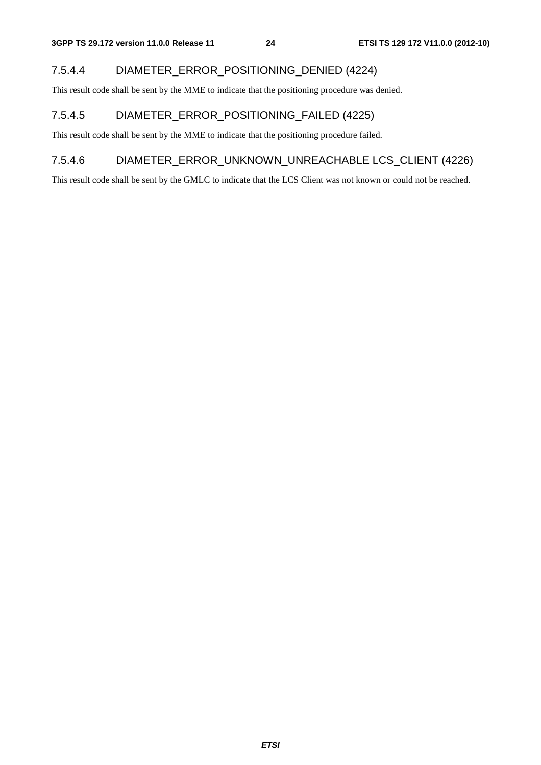#### 7.5.4.4 DIAMETER_ERROR_POSITIONING_DENIED (4224)

This result code shall be sent by the MME to indicate that the positioning procedure was denied.

#### 7.5.4.5 DIAMETER_ERROR_POSITIONING_FAILED (4225)

This result code shall be sent by the MME to indicate that the positioning procedure failed.

#### 7.5.4.6 DIAMETER_ERROR_UNKNOWN_UNREACHABLE LCS_CLIENT (4226)

This result code shall be sent by the GMLC to indicate that the LCS Client was not known or could not be reached.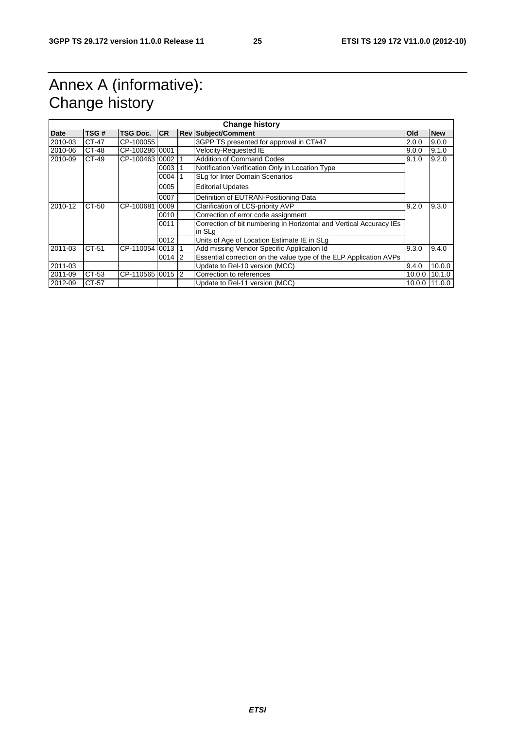# Annex A (informative): Change history

| Change history | | | | | | | |
|---|---|---|---|---|---|---|---|
| **Date** | **TSG #** | **TSG Doc.** | **CR** | **Rev** | **Subject/Comment** | **Old** | **New** |
| 2010-03 | CT-47 | CP-100055 | | | 3GPP TS presented for approval in CT#47 | 2.0.0 | 9.0.0 |
| 2010-06 | CT-48 | CP-100286 | 0001 | | Velocity-Requested IE | 9.0.0 | 9.1.0 |
| 2010-09 | CT-49 | CP-100463 | 0002 | 1 | Addition of Command Codes | 9.1.0 | 9.2.0 |
| | | | 0003 | 1 | Notification Verification Only in Location Type | | |
| | | | 0004 | 1 | SLg for Inter Domain Scenarios | | |
| | | | 0005 | | Editorial Updates | | |
| | | | 0007 | | Definition of EUTRAN-Positioning-Data | | |
| 2010-12 | CT-50 | CP-100681 | 0009 | | Clarification of LCS-priority AVP | 9.2.0 | 9.3.0 |
| | | | 0010 | | Correction of error code assignment | | |
| | | | 0011 | | Correction of bit numbering in Horizontal and Vertical Accuracy IEs in SLg | | |
| | | | 0012 | | Units of Age of Location Estimate IE in SLg | | |
| 2011-03 | CT-51 | CP-110054 | 0013 | 1 | Add missing Vendor Specific Application Id | 9.3.0 | 9.4.0 |
| | | | 0014 | 2 | Essential correction on the value type of the ELP Application AVPs | | |
| 2011-03 | | | | | Update to Rel-10 version (MCC) | 9.4.0 | 10.0.0 |
| 2011-09 | CT-53 | CP-110565 | 0015 | 2 | Correction to references | 10.0.0 | 10.1.0 |
| 2012-09 | CT-57 | | | | Update to Rel-11 version (MCC) | 10.0.0 | 11.0.0 |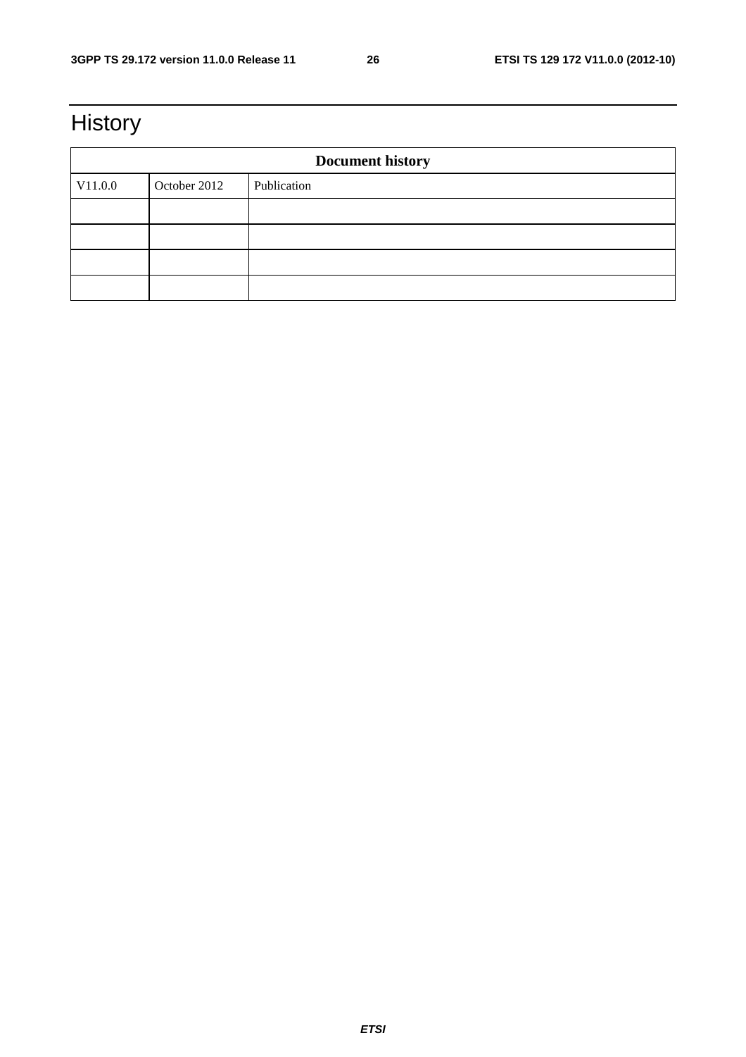# History

| Document history | | |
|---|---|---|
| V11.0.0 | October 2012 | Publication |
| | | |
| | | |
| | | |
| | | |